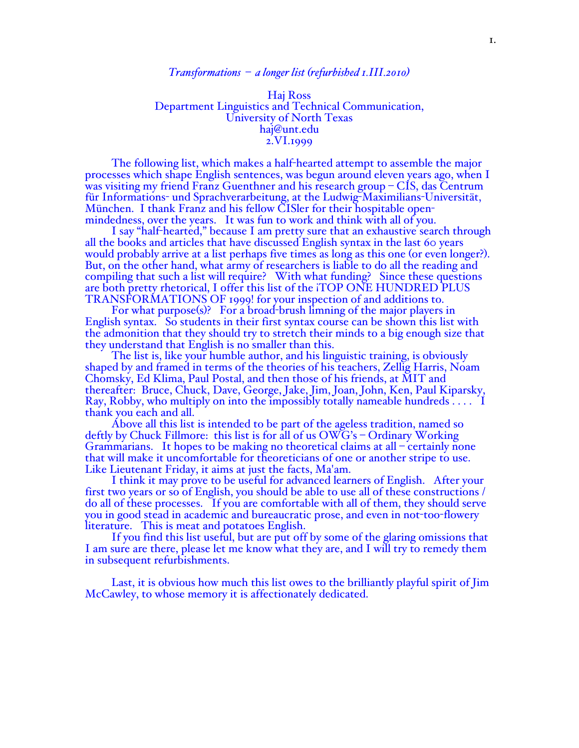*Transformations – a longer list (refurbished 1.III.2010)*

Haj Ross
Department Linguistics and Technical Communication,
University of North Texas
haj@unt.edu
2.VI.1999

The following list, which makes a half-hearted attempt to assemble the major processes which shape English sentences, was begun around eleven years ago, when I was visiting my friend Franz Guenthner and his research group – CIS, das Centrum für Informations- und Sprachverarbeitung, at the Ludwig-Maximilians-Universität, München. I thank Franz and his fellow CISler for their hospitable open-mindedness, over the years. It was fun to work and think with all of you.

I say "half-hearted," because I am pretty sure that an exhaustive search through all the books and articles that have discussed English syntax in the last 60 years would probably arrive at a list perhaps five times as long as this one (or even longer?). But, on the other hand, what army of researchers is liable to do all the reading and compiling that such a list will require? With what funding? Since these questions are both pretty rhetorical, I offer this list of the ¡TOP ONE HUNDRED PLUS TRANSFORMATIONS OF 1999! for your inspection of and additions to.

For what purpose(s)? For a broad-brush limning of the major players in English syntax. So students in their first syntax course can be shown this list with the admonition that they should try to stretch their minds to a big enough size that they understand that English is no smaller than this.

The list is, like your humble author, and his linguistic training, is obviously shaped by and framed in terms of the theories of his teachers, Zellig Harris, Noam Chomsky, Ed Klima, Paul Postal, and then those of his friends, at MIT and thereafter: Bruce, Chuck, Dave, George, Jake, Jim, Joan, John, Ken, Paul Kiparsky, Ray, Robby, who multiply on into the impossibly totally nameable hundreds . . . . I thank you each and all.

Above all this list is intended to be part of the ageless tradition, named so deftly by Chuck Fillmore: this list is for all of us OWG's – Ordinary Working Grammarians. It hopes to be making no theoretical claims at all – certainly none that will make it uncomfortable for theoreticians of one or another stripe to use. Like Lieutenant Friday, it aims at just the facts, Ma'am.

I think it may prove to be useful for advanced learners of English. After your first two years or so of English, you should be able to use all of these constructions / do all of these processes. If you are comfortable with all of them, they should serve you in good stead in academic and bureaucratic prose, and even in not-too-flowery literature. This is meat and potatoes English.

If you find this list useful, but are put off by some of the glaring omissions that I am sure are there, please let me know what they are, and I will try to remedy them in subsequent refurbishments.

Last, it is obvious how much this list owes to the brilliantly playful spirit of Jim McCawley, to whose memory it is affectionately dedicated.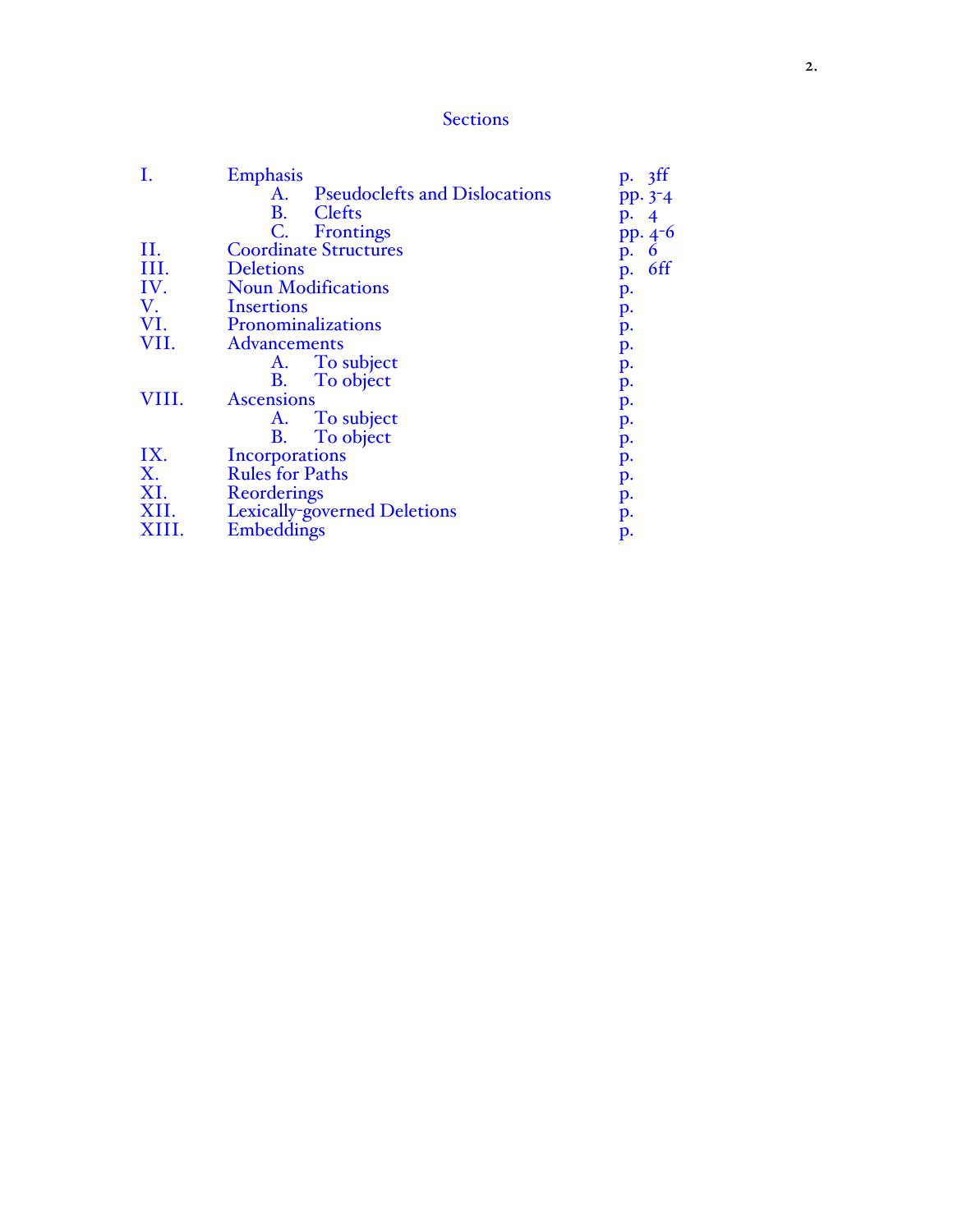# Sections

| | | |
|---|---|---|
| I. | Emphasis | p. 3ff |
| | A. Pseudoclefts and Dislocations | pp. 3-4 |
| | B. Clefts | p. 4 |
| | C. Frontings | pp. 4-6 |
| II. | Coordinate Structures | p. 6 |
| III. | Deletions | p. 6ff |
| IV. | Noun Modifications | p. |
| V. | Insertions | p. |
| VI. | Pronominalizations | p. |
| VII. | Advancements | p. |
| | A. To subject | p. |
| | B. To object | p. |
| VIII. | Ascensions | p. |
| | A. To subject | p. |
| | B. To object | p. |
| IX. | Incorporations | p. |
| X. | Rules for Paths | p. |
| XI. | Reorderings | p. |
| XII. | Lexically-governed Deletions | p. |
| XIII. | Embeddings | p. |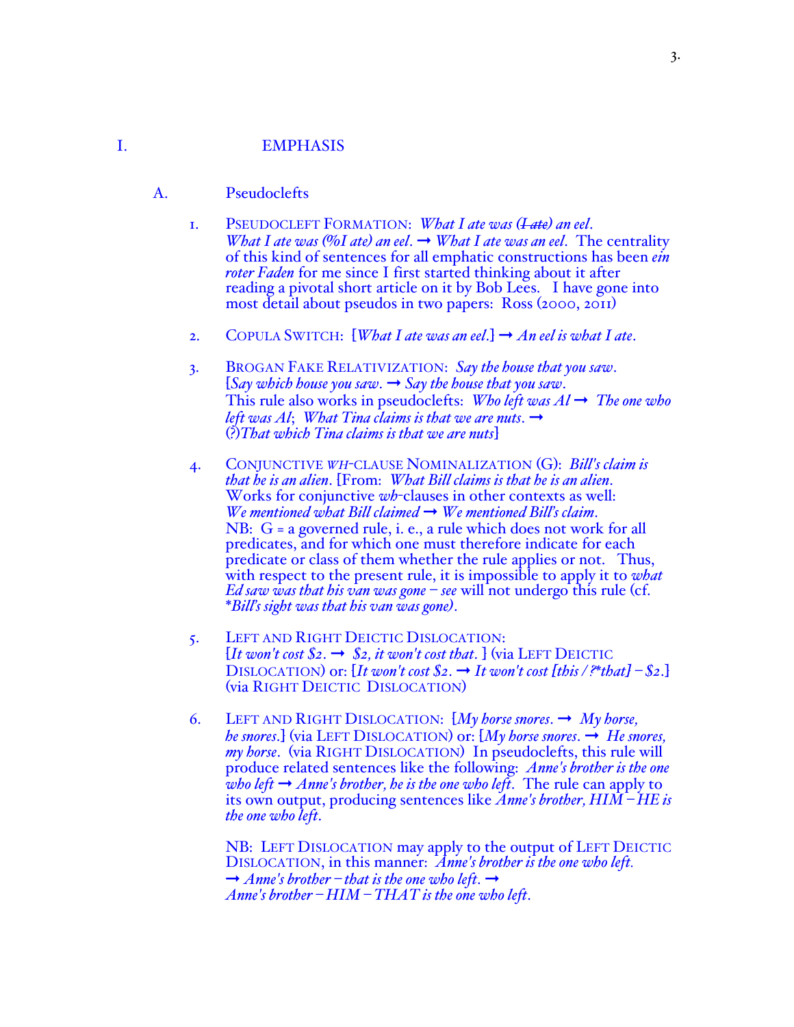# I. EMPHASIS

## A. Pseudoclefts

1. PSEUDOCLEFT FORMATION: *What I ate was (~~I ate~~) an eel*. *What I ate was (%I ate) an eel*. ➞ *What I ate was an eel*. The centrality of this kind of sentences for all emphatic constructions has been *ein roter Faden* for me since I first started thinking about it after reading a pivotal short article on it by Bob Lees. I have gone into most detail about pseudos in two papers: Ross (2000, 2011)

2. COPULA SWITCH: [*What I ate was an eel*.] ➞ *An eel is what I ate*.

3. BROGAN FAKE RELATIVIZATION: *Say the house that you saw*. [*Say which house you saw*. ➞ *Say the house that you saw*. This rule also works in pseudoclefts: *Who left was Al* ➞ *The one who left was Al*; *What Tina claims is that we are nuts*. ➞ (?)*That which Tina claims is that we are nuts*]

4. CONJUNCTIVE *WH*-CLAUSE NOMINALIZATION (G): *Bill's claim is that he is an alien*. [From: *What Bill claims is that he is an alien*. Works for conjunctive *wh*-clauses in other contexts as well: *We mentioned what Bill claimed* ➞ *We mentioned Bill's claim*. NB: G = a governed rule, i. e., a rule which does not work for all predicates, and for which one must therefore indicate for each predicate or class of them whether the rule applies or not. Thus, with respect to the present rule, it is impossible to apply it to *what Ed saw was that his van was gone* – *see* will not undergo this rule (cf. \**Bill's sight was that his van was gone)*.

5. LEFT AND RIGHT DEICTIC DISLOCATION: [*It won't cost $2*. ➞ *$2, it won't cost that*. ] (via LEFT DEICTIC DISLOCATION) or: [*It won't cost $2*. ➞ *It won't cost [this / ?\*that] – $2*.] (via RIGHT DEICTIC DISLOCATION)

6. LEFT AND RIGHT DISLOCATION: [*My horse snores*. ➞ *My horse, he snores*.] (via LEFT DISLOCATION) or: [*My horse snores*. ➞ *He snores, my horse*. (via RIGHT DISLOCATION) In pseudoclefts, this rule will produce related sentences like the following: *Anne's brother is the one who left* ➞ *Anne's brother, he is the one who left*. The rule can apply to its own output, producing sentences like *Anne's brother, HIM – HE is the one who left*.

   NB: LEFT DISLOCATION may apply to the output of LEFT DEICTIC DISLOCATION, in this manner: *Anne's brother is the one who left*. ➞ *Anne's brother – that is the one who left*. ➞ *Anne's brother – HIM – THAT is the one who left*.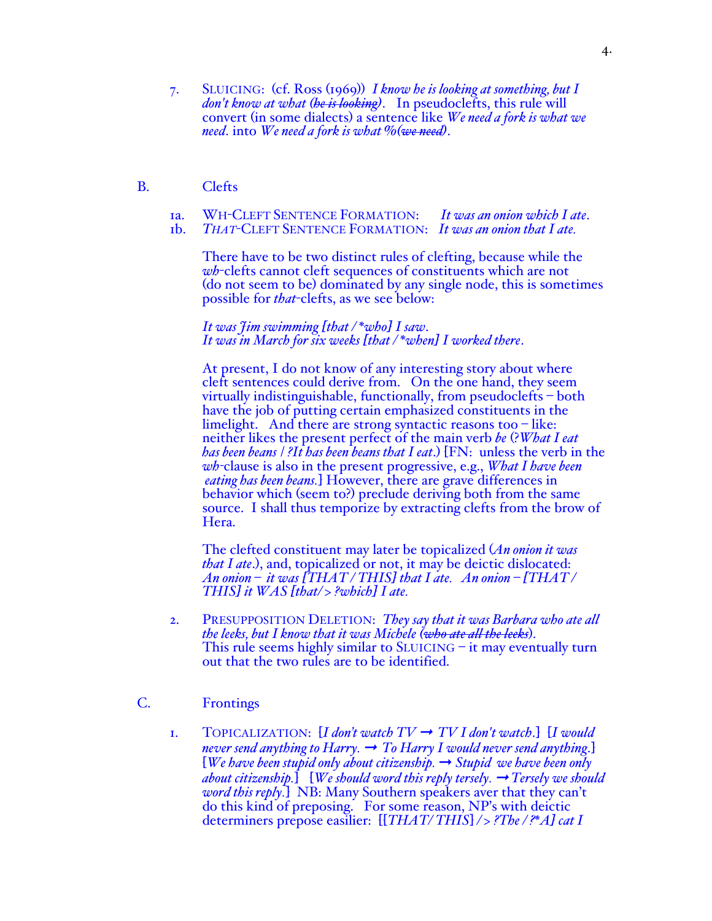7. SLUICING: (cf. Ross (1969)) *I know he is looking at something, but I don't know at what (~~he is looking~~).* In pseudoclefts, this rule will convert (in some dialects) a sentence like *We need a fork is what we need.* into *We need a fork is what %(~~we need~~).*

B. Clefts

1a. WH-CLEFT SENTENCE FORMATION: *It was an onion which I ate.*
1b. *THAT*-CLEFT SENTENCE FORMATION: *It was an onion that I ate.*

There have to be two distinct rules of clefting, because while the *wh*-clefts cannot cleft sequences of constituents which are not (do not seem to be) dominated by any single node, this is sometimes possible for *that*-clefts, as we see below:

*It was Jim swimming [that / *who] I saw.*
*It was in March for six weeks [that / *when] I worked there.*

At present, I do not know of any interesting story about where cleft sentences could derive from. On the one hand, they seem virtually indistinguishable, functionally, from pseudoclefts – both have the job of putting certain emphasized constituents in the limelight. And there are strong syntactic reasons too – like: neither likes the present perfect of the main verb *be* (?*What I eat has been beans* / ?*It has been beans that I eat.*) [FN: unless the verb in the *wh*-clause is also in the present progressive, e.g., *What I have been eating has been beans.*] However, there are grave differences in behavior which (seem to?) preclude deriving both from the same source. I shall thus temporize by extracting clefts from the brow of Hera.

The clefted constituent may later be topicalized (*An onion it was that I ate.*), and, topicalized or not, it may be deictic dislocated: *An onion – it was [THAT / THIS] that I ate. An onion – [THAT / THIS] it WAS [that/ > ?which] I ate.*

2. PRESUPPOSITION DELETION: *They say that it was Barbara who ate all the leeks, but I know that it was Michele (~~who ate all the leeks~~).* This rule seems highly similar to SLUICING – it may eventually turn out that the two rules are to be identified.

C. Frontings

1. TOPICALIZATION: [*I don't watch TV* → *TV I don't watch.*] [*I would never send anything to Harry.* → *To Harry I would never send anything.*] [*We have been stupid only about citizenship.* → *Stupid we have been only about citizenship.*] [*We should word this reply tersely.* → *Tersely we should word this reply.*] NB: Many Southern speakers aver that they can't do this kind of preposing. For some reason, NP's with deictic determiners prepose easilier: [[*THAT/ THIS*] /> ?*The* / ?**A*] *cat I*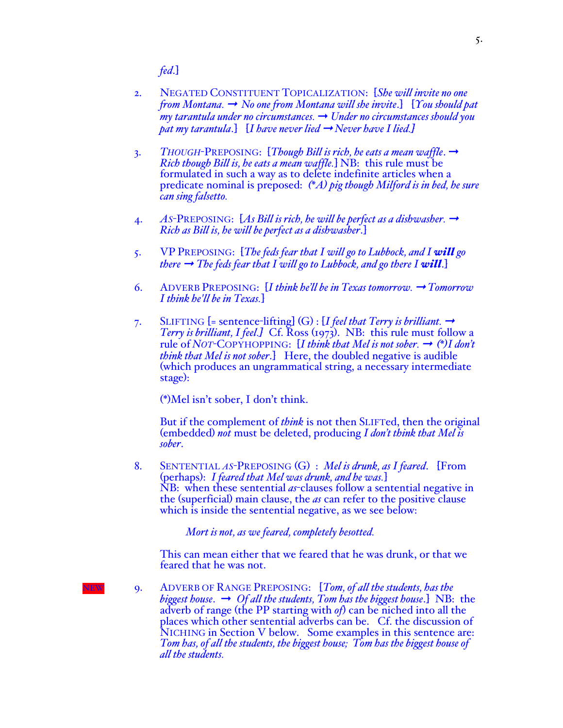*fed*.]

2. NEGATED CONSTITUENT TOPICALIZATION: [*She will invite no one from Montana.* ➞ *No one from Montana will she invite*.] [*You should pat my tarantula under no circumstances.* ➞ *Under no circumstances should you pat my tarantula*.] [*I have never lied* ➞ *Never have I lied.]*

3. *THOUGH*-PREPOSING: [*Though Bill is rich, he eats a mean waffle*. ➞ *Rich though Bill is, he eats a mean waffle.*] NB: this rule must be formulated in such a way as to delete indefinite articles when a predicate nominal is preposed: *(\*A) pig though Milford is in bed, he sure can sing falsetto.*

4. *AS*-PREPOSING: [*As Bill is rich, he will be perfect as a dishwasher.* ➞ *Rich as Bill is, he will be perfect as a dishwasher*.]

5. VP PREPOSING: [*The feds fear that I will go to Lubbock, and I* ***will*** *go there* ➞ *The feds fear that I will go to Lubbock, and go there I* ***will***.]

6. ADVERB PREPOSING: [*I think he'll be in Texas tomorrow.* ➞ *Tomorrow I think he'll be in Texas.*]

7. SLIFTING [= sentence-lifting] (G) : [*I feel that Terry is brilliant.* ➞ *Terry is brilliant, I feel.]* Cf. Ross (1973). NB: this rule must follow a rule of *NOT*-COPYHOPPING: [*I think that Mel is not sober.* ➞ *(\*)I don't think that Mel is not sober*.] Here, the doubled negative is audible (which produces an ungrammatical string, a necessary intermediate stage):

   (\*)Mel isn't sober, I don't think.

   But if the complement of *think* is not then SLIFTed, then the original (embedded) *not* must be deleted, producing *I don't think that Mel is sober*.

8. SENTENTIAL *AS*-PREPOSING (G) : *Mel is drunk, as I feared*. [From (perhaps): *I feared that Mel was drunk, and he was.*]
   NB: when these sentential *as*-clauses follow a sentential negative in the (superficial) main clause, the *as* can refer to the positive clause which is inside the sentential negative, as we see below:

   > *Mort is not, as we feared, completely besotted.*

   This can mean either that we feared that he was drunk, or that we feared that he was not.

NEW

9. ADVERB OF RANGE PREPOSING: [*Tom, of all the students, has the biggest house*. ➞ *Of all the students, Tom has the biggest house*.] NB: the adverb of range (the PP starting with *of*) can be niched into all the places which other sentential adverbs can be. Cf. the discussion of NICHING in Section V below. Some examples in this sentence are: *Tom has, of all the students, the biggest house; Tom has the biggest house of all the students.*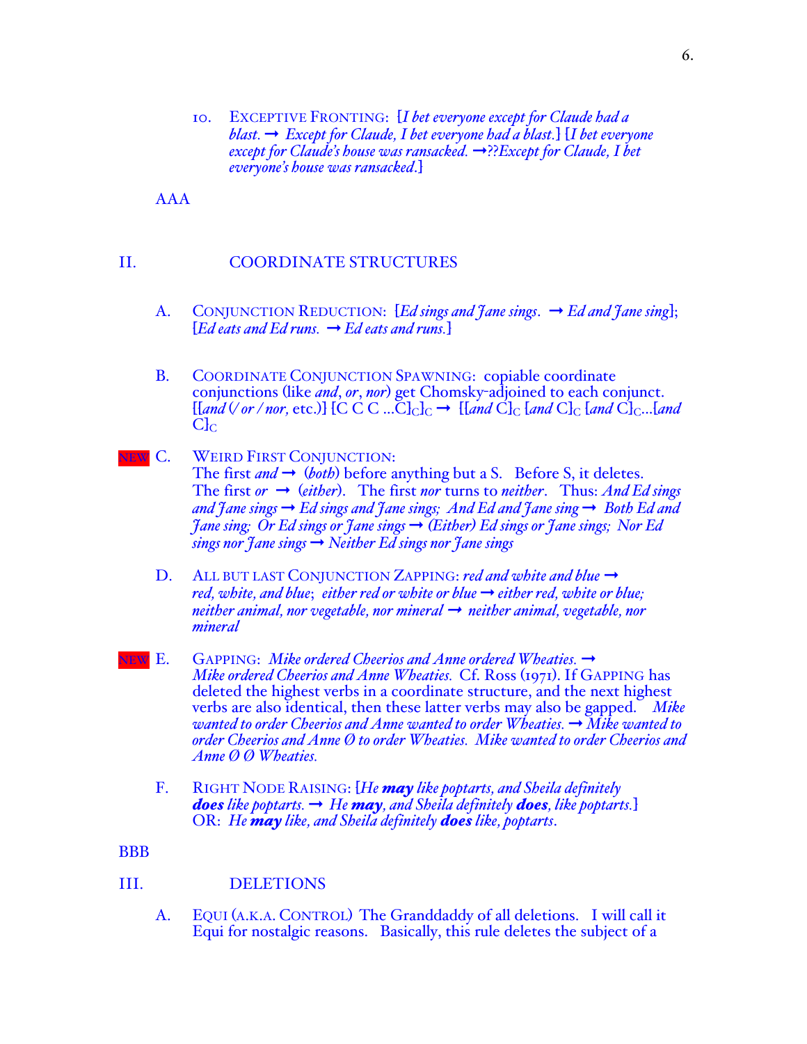10. EXCEPTIVE FRONTING: [*I bet everyone except for Claude had a blast.* ➞ *Except for Claude, I bet everyone had a blast.*] [*I bet everyone except for Claude's house was ransacked.* ➞*??Except for Claude, I bet everyone's house was ransacked*.]

AAA

## II. COORDINATE STRUCTURES

A. CONJUNCTION REDUCTION: [*Ed sings and Jane sings.* ➞ *Ed and Jane sing*]; [*Ed eats and Ed runs.* ➞ *Ed eats and runs.*]

B. COORDINATE CONJUNCTION SPAWNING: copiable coordinate conjunctions (like *and*, *or*, *nor*) get Chomsky-adjoined to each conjunct. [[*and* (/ *or* / *nor*, etc.)] [C C C ...C]$_C$]$_C$ ➞ [[*and* C]$_C$ [*and* C]$_C$ [*and* C]$_C$...[*and* C]$_C$

NEW C. WEIRD FIRST CONJUNCTION:
The first *and* ➞ (*both*) before anything but a S. Before S, it deletes. The first *or* ➞ (*either*). The first *nor* turns to *neither*. Thus: *And Ed sings and Jane sings* ➞ *Ed sings and Jane sings; And Ed and Jane sing* ➞ *Both Ed and Jane sing; Or Ed sings or Jane sings* ➞ *(Either) Ed sings or Jane sings; Nor Ed sings nor Jane sings* ➞ *Neither Ed sings nor Jane sings*

D. ALL BUT LAST CONJUNCTION ZAPPING: *red and white and blue* ➞ *red, white, and blue*; *either red or white or blue* ➞ *either red, white or blue; neither animal, nor vegetable, nor mineral* ➞ *neither animal, vegetable, nor mineral*

NEW E. GAPPING: *Mike ordered Cheerios and Anne ordered Wheaties.* ➞ *Mike ordered Cheerios and Anne Wheaties.* Cf. Ross (1971). If GAPPING has deleted the highest verbs in a coordinate structure, and the next highest verbs are also identical, then these latter verbs may also be gapped. *Mike wanted to order Cheerios and Anne wanted to order Wheaties.* ➞ *Mike wanted to order Cheerios and Anne Ø to order Wheaties. Mike wanted to order Cheerios and Anne Ø Ø Wheaties.*

F. RIGHT NODE RAISING: [*He **may** like poptarts, and Sheila definitely **does** like poptarts.* ➞ *He **may**, and Sheila definitely **does**, like poptarts.*]
OR: *He **may** like, and Sheila definitely **does** like, poptarts.*

BBB

## III. DELETIONS

A. EQUI (A.K.A. CONTROL) The Granddaddy of all deletions. I will call it Equi for nostalgic reasons. Basically, this rule deletes the subject of a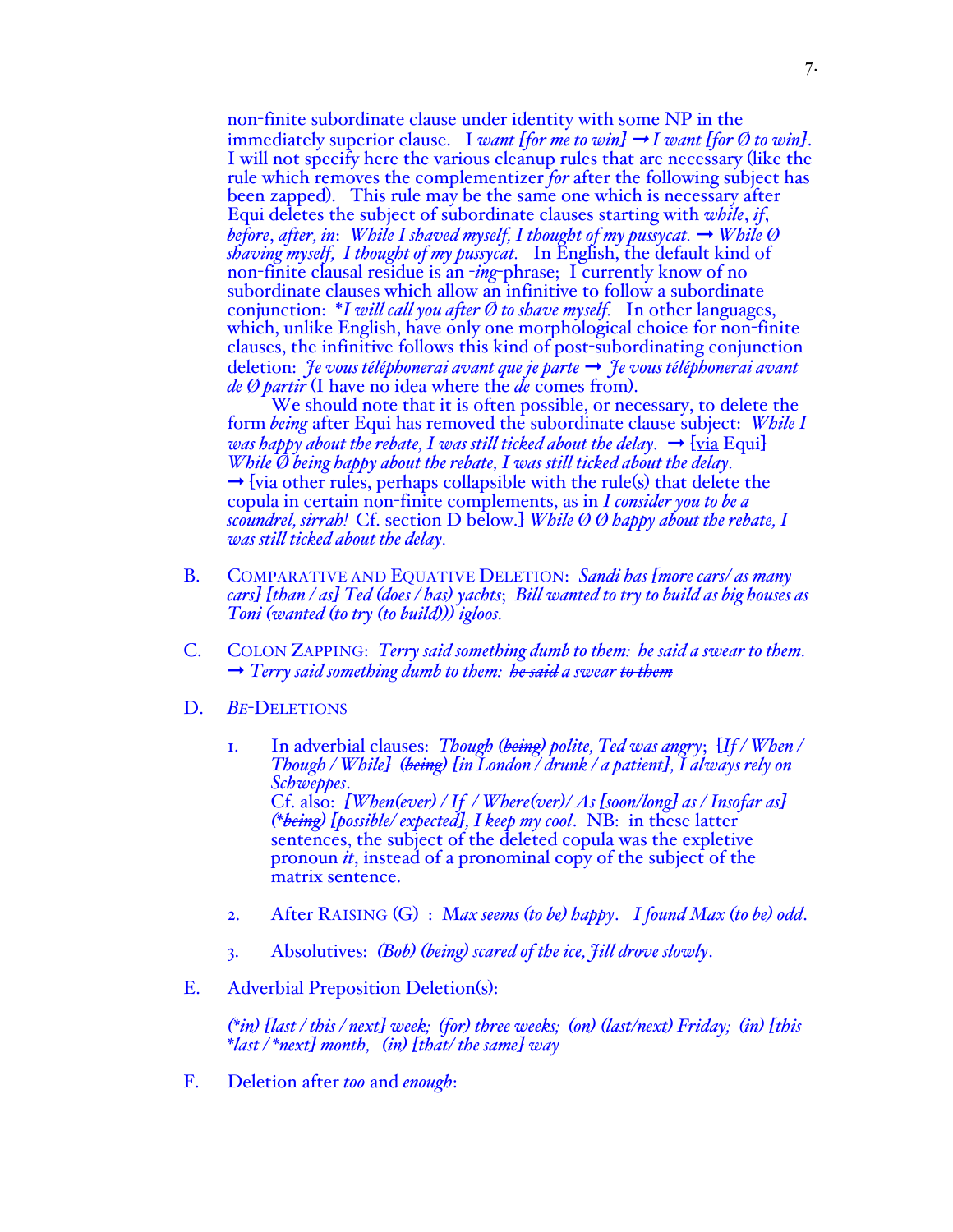non-finite subordinate clause under identity with some NP in the immediately superior clause. I *want [for me to win]* → *I want [for Ø to win]*. I will not specify here the various cleanup rules that are necessary (like the rule which removes the complementizer *for* after the following subject has been zapped). This rule may be the same one which is necessary after Equi deletes the subject of subordinate clauses starting with *while*, *if*, *before*, *after*, *in*: *While I shaved myself, I thought of my pussycat.* → *While Ø shaving myself, I thought of my pussycat.* In English, the default kind of non-finite clausal residue is an *-ing*-phrase; I currently know of no subordinate clauses which allow an infinitive to follow a subordinate conjunction: *\*I will call you after Ø to shave myself.* In other languages, which, unlike English, have only one morphological choice for non-finite clauses, the infinitive follows this kind of post-subordinating conjunction deletion: *Je vous téléphonerai avant que je parte* → *Je vous téléphonerai avant de Ø partir* (I have no idea where the *de* comes from).

We should note that it is often possible, or necessary, to delete the form *being* after Equi has removed the subordinate clause subject: *While I was happy about the rebate, I was still ticked about the delay.* → [<u>via</u> Equi] *While Ø being happy about the rebate, I was still ticked about the delay.* → [<u>via</u> other rules, perhaps collapsible with the rule(s) that delete the copula in certain non-finite complements, as in *I consider you ~~to be~~ a scoundrel, sirrah!* Cf. section D below.] *While Ø Ø happy about the rebate, I was still ticked about the delay.*

B. COMPARATIVE AND EQUATIVE DELETION: *Sandi has [more cars/ as many cars] [than / as] Ted (does / has) yachts*; *Bill wanted to try to build as big houses as Toni (wanted (to try (to build))) igloos.*

C. COLON ZAPPING: *Terry said something dumb to them: he said a swear to them.* → *Terry said something dumb to them: ~~he said~~ a swear ~~to them~~*

D. *BE*-DELETIONS

1. In adverbial clauses: *Though (~~being~~) polite, Ted was angry*; *[If / When / Though / While] (~~being~~) [in London / drunk / a patient], I always rely on Schweppes.*
   Cf. also: *[When(ever) / If / Where(ver)/ As [soon/long] as / Insofar as] (\*~~being~~) [possible/ expected], I keep my cool*. NB: in these latter sentences, the subject of the deleted copula was the expletive pronoun *it*, instead of a pronominal copy of the subject of the matrix sentence.

2. After RAISING (G) : *Max seems (to be) happy*. *I found Max (to be) odd*.

3. Absolutives: *(Bob) (being) scared of the ice, Jill drove slowly*.

E. Adverbial Preposition Deletion(s):

*(\*in) [last / this / next] week; (for) three weeks; (on) (last/next) Friday; (in) [this \*last / \*next] month, (in) [that/ the same] way*

F. Deletion after *too* and *enough*: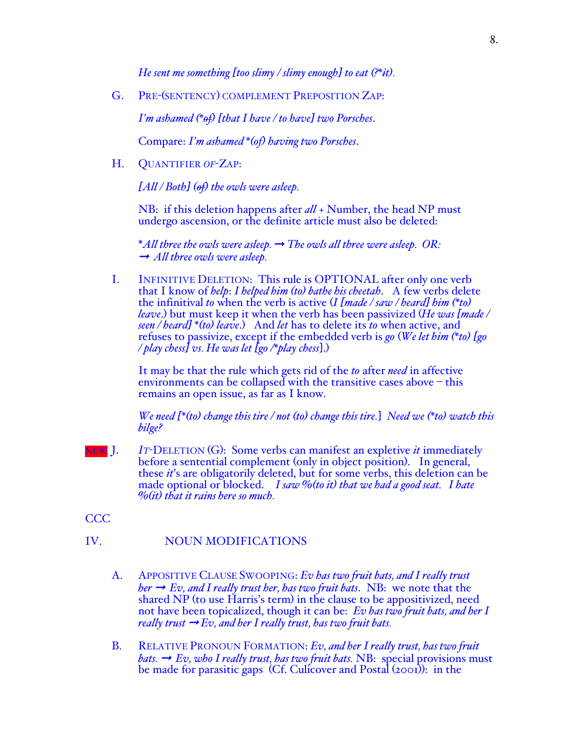*He sent me something [too slimy / slimy enough] to eat (?\*~~it~~).*

G. PRE-(SENTENCY) COMPLEMENT PREPOSITION ZAP:

*I'm ashamed (\*~~of~~) [that I have / to have] two Porsches.*

Compare: *I'm ashamed \*(of) having two Porsches.*

H. QUANTIFIER *OF*-ZAP:

*[All / Both] (~~of~~) the owls were asleep.*

NB: if this deletion happens after *all* + Number, the head NP must undergo ascension, or the definite article must also be deleted:

*\*All three the owls were asleep. → The owls all three were asleep. OR: → All three owls were asleep.*

I. INFINITIVE DELETION: This rule is OPTIONAL after only one verb that I know of *help*: *I helped him (to) bathe his cheetah*. A few verbs delete the infinitival *to* when the verb is active (*I [made / saw / heard] him (\*to) leave*.) but must keep it when the verb has been passivized (*He was [made / seen / heard] \*(to) leave*.) And *let* has to delete its *to* when active, and refuses to passivize, except if the embedded verb is *go* (*We let him (\*to) [go / play chess] vs. He was let [go /\*play chess]*.)

It may be that the rule which gets rid of the *to* after *need* in affective environments can be collapsed with the transitive cases above – this remains an open issue, as far as I know.

*We need [\*(to) change this tire / not (to) change this tire.] Need we (\*to) watch this bilge?*

NEW J. *IT*-DELETION (G): Some verbs can manifest an expletive *it* immediately before a sentential complement (only in object position). In general, these *it*'s are obligatorily deleted, but for some verbs, this deletion can be made optional or blocked. *I saw %(to it) that we had a good seat. I hate %(it) that it rains here so much.*

CCC

IV. NOUN MODIFICATIONS

A. APPOSITIVE CLAUSE SWOOPING: *Ev has two fruit bats, and I really trust her → Ev, and I really trust her, has two fruit bats*. NB: we note that the shared NP (to use Harris's term) in the clause to be appositivized, need not have been topicalized, though it can be: *Ev has two fruit bats, and her I really trust → Ev, and her I really trust, has two fruit bats.*

B. RELATIVE PRONOUN FORMATION: *Ev, and her I really trust, has two fruit bats. → Ev, who I really trust, has two fruit bats.* NB: special provisions must be made for parasitic gaps (Cf. Culicover and Postal (2001)): in the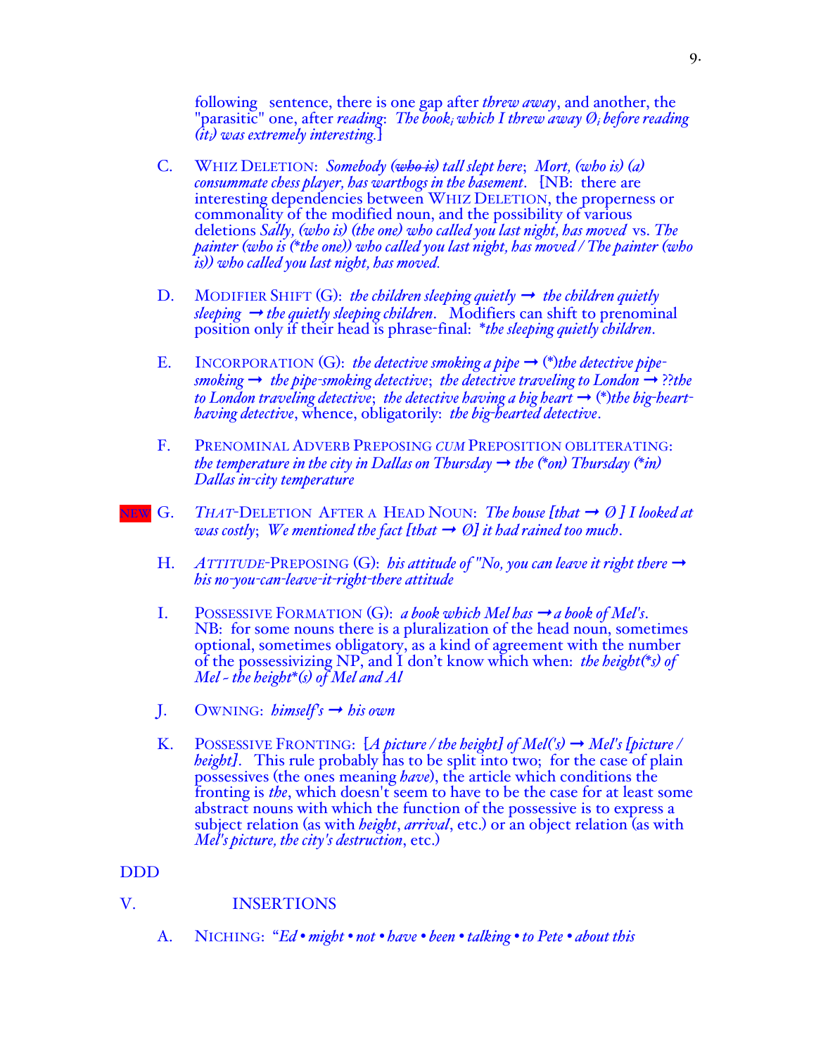following sentence, there is one gap after *threw away*, and another, the "parasitic" one, after *reading*: *The book$_i$ which I threw away Ø$_i$ before reading (it$_i$) was extremely interesting.*]

C. WHIZ DELETION: *Somebody (~~who is~~) tall slept here*; *Mort, (who is) (a) consummate chess player, has warthogs in the basement*. [NB: there are interesting dependencies between WHIZ DELETION, the properness or commonality of the modified noun, and the possibility of various deletions *Sally, (who is) (the one) who called you last night, has moved* vs. *The painter (who is (*the one)) who called you last night, has moved / The painter (who is)) who called you last night, has moved.*

D. MODIFIER SHIFT (G): *the children sleeping quietly* → *the children quietly sleeping* → *the quietly sleeping children*. Modifiers can shift to prenominal position only if their head is phrase-final: *\*the sleeping quietly children*.

E. INCORPORATION (G): *the detective smoking a pipe* → (\*)*the detective pipe-smoking* → *the pipe-smoking detective*; *the detective traveling to London* → *??the to London traveling detective*; *the detective having a big heart* → (\*)*the big-heart-having detective*, whence, obligatorily: *the big-hearted detective*.

F. PRENOMINAL ADVERB PREPOSING *CUM* PREPOSITION OBLITERATING: *the temperature in the city in Dallas on Thursday* → *the (\*on) Thursday (\*in) Dallas in-city temperature*

NEW G. *THAT*-DELETION AFTER A HEAD NOUN: *The house [that → Ø ] I looked at was costly*; *We mentioned the fact [that → Ø] it had rained too much*.

H. *ATTITUDE*-PREPOSING (G): *his attitude of "No, you can leave it right there* → *his no-you-can-leave-it-right-there attitude*

I. POSSESSIVE FORMATION (G): *a book which Mel has* → *a book of Mel's*. NB: for some nouns there is a pluralization of the head noun, sometimes optional, sometimes obligatory, as a kind of agreement with the number of the possessivizing NP, and I don't know which when: *the height(\*s) of Mel - the height\*(s) of Mel and Al*

J. OWNING: *himself's* → *his own*

K. POSSESSIVE FRONTING: [*A picture / the height] of Mel('s)* → *Mel's [picture / height]*. This rule probably has to be split into two; for the case of plain possessives (the ones meaning *have*), the article which conditions the fronting is *the*, which doesn't seem to have to be the case for at least some abstract nouns with which the function of the possessive is to express a subject relation (as with *height*, *arrival*, etc.) or an object relation (as with *Mel's picture, the city's destruction*, etc.)

DDD

V. INSERTIONS

A. NICHING: *"Ed • might • not • have • been • talking • to Pete • about this*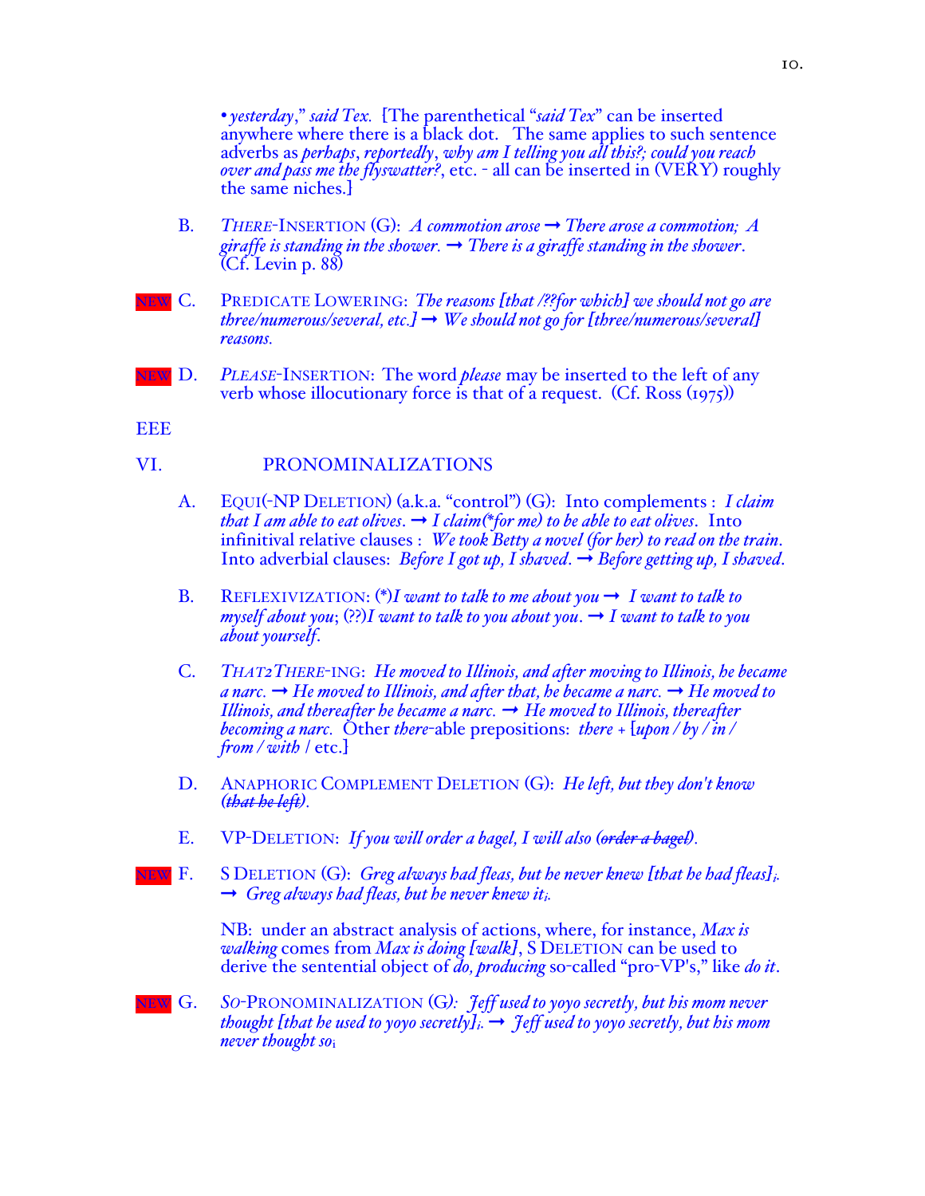• *yesterday*," *said Tex*. [The parenthetical "*said Tex*" can be inserted anywhere where there is a black dot. The same applies to such sentence adverbs as *perhaps*, *reportedly*, *why am I telling you all this?; could you reach over and pass me the flyswatter?*, etc. - all can be inserted in (VERY) roughly the same niches.]

B. *THERE*-INSERTION (G): *A commotion arose* → *There arose a commotion; A giraffe is standing in the shower.* → *There is a giraffe standing in the shower*. (Cf. Levin p. 88)

NEW C. PREDICATE LOWERING: *The reasons [that /??for which] we should not go are three/numerous/several, etc.]* → *We should not go for [three/numerous/several] reasons.*

NEW D. *PLEASE*-INSERTION: The word *please* may be inserted to the left of any verb whose illocutionary force is that of a request. (Cf. Ross (1975))

EEE

## VI. PRONOMINALIZATIONS

A. EQUI(-NP DELETION) (a.k.a. "control") (G): Into complements : *I claim that I am able to eat olives*. → *I claim(*for me) to be able to eat olives*. Into infinitival relative clauses : *We took Betty a novel (for her) to read on the train*. Into adverbial clauses: *Before I got up, I shaved*. → *Before getting up, I shaved*.

B. REFLEXIVIZATION: (*)*I want to talk to me about you* → *I want to talk to myself about you*; (??)*I want to talk to you about you*. → *I want to talk to you about yourself*.

C. *THAT2THERE*-ING: *He moved to Illinois, and after moving to Illinois, he became a narc.* → *He moved to Illinois, and after that, he became a narc.* → *He moved to Illinois, and thereafter he became a narc.* → *He moved to Illinois, thereafter becoming a narc.* Other *there*-able prepositions: *there* + [*upon / by / in / from / with* / etc.]

D. ANAPHORIC COMPLEMENT DELETION (G): *He left, but they don't know* (~~*that he left*~~).

E. VP-DELETION: *If you will order a bagel, I will also* (~~*order a bagel*~~).

NEW F. S DELETION (G): *Greg always had fleas, but he never knew [that he had fleas]$_i$.* → *Greg always had fleas, but he never knew it$_i$.*

NB: under an abstract analysis of actions, where, for instance, *Max is walking* comes from *Max is doing [walk]*, S DELETION can be used to derive the sentential object of *do, producing* so-called "pro-VP's," like *do it*.

NEW G. *SO*-PRONOMINALIZATION (G): *Jeff used to yoyo secretly, but his mom never thought [that he used to yoyo secretly]$_i$.* → *Jeff used to yoyo secretly, but his mom never thought so$_i$*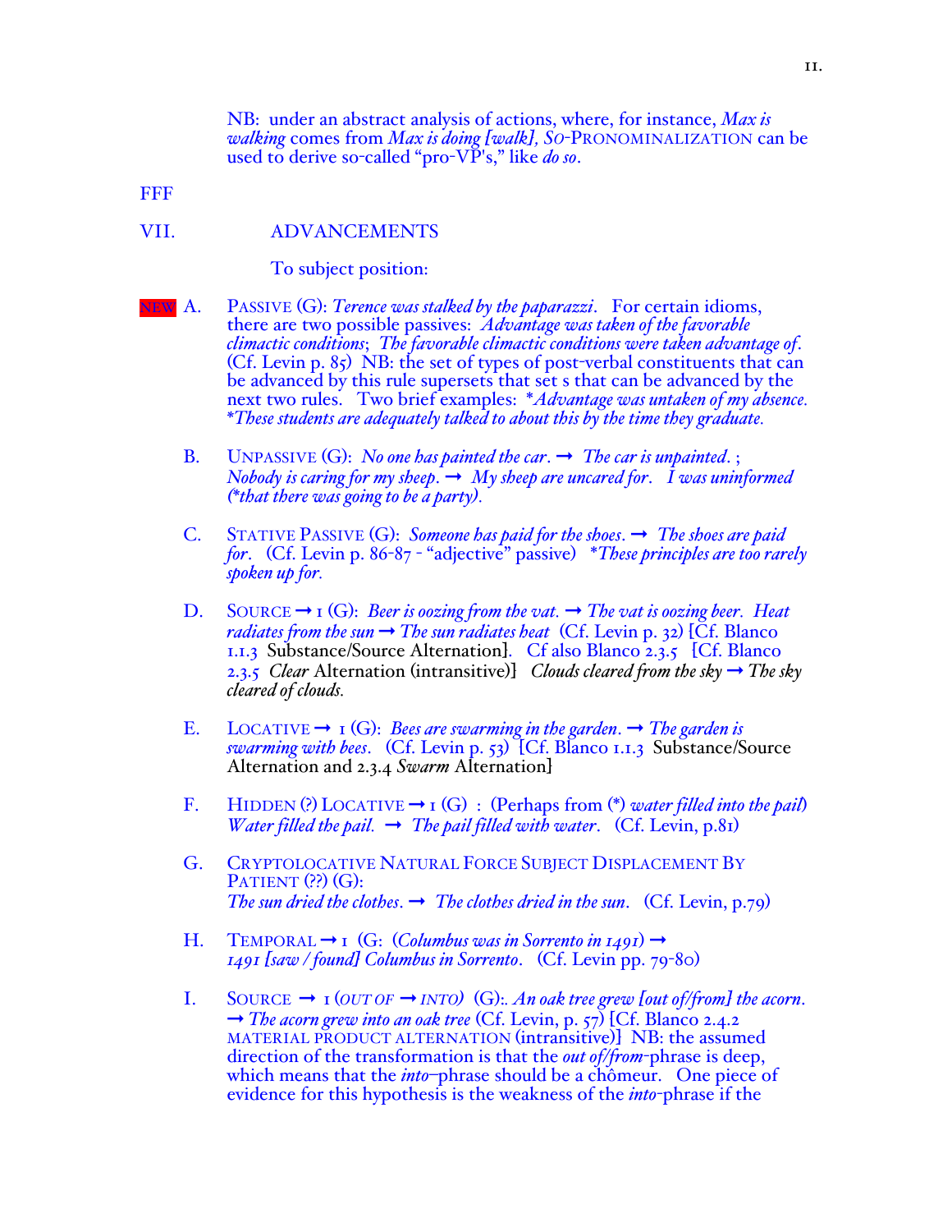NB: under an abstract analysis of actions, where, for instance, *Max is walking* comes from *Max is doing [walk], So*-PRONOMINALIZATION can be used to derive so-called "pro-VP's," like *do so*.

FFF

## VII. ADVANCEMENTS

To subject position:

NEW A. PASSIVE (G): *Terence was stalked by the paparazzi*. For certain idioms, there are two possible passives: *Advantage was taken of the favorable climactic conditions*; *The favorable climactic conditions were taken advantage of*. (Cf. Levin p. 85) NB: the set of types of post-verbal constituents that can be advanced by this rule supersets that set s that can be advanced by the next two rules. Two brief examples: *\*Advantage was untaken of my absence. \*These students are adequately talked to about this by the time they graduate.*

B. UNPASSIVE (G): *No one has painted the car*. → *The car is unpainted*. ; *Nobody is caring for my sheep*. → *My sheep are uncared for*. *I was uninformed (\*that there was going to be a party)*.

C. STATIVE PASSIVE (G): *Someone has paid for the shoes*. → *The shoes are paid for*. (Cf. Levin p. 86-87 - "adjective" passive) *\*These principles are too rarely spoken up for.*

D. SOURCE → 1 (G): *Beer is oozing from the vat*. → *The vat is oozing beer*. *Heat radiates from the sun* → *The sun radiates heat* (Cf. Levin p. 32) [Cf. Blanco 1.1.3 Substance/Source Alternation]. Cf also Blanco 2.3.5 [Cf. Blanco 2.3.5 *Clear* Alternation (intransitive)] *Clouds cleared from the sky* → *The sky cleared of clouds.*

E. LOCATIVE → 1 (G): *Bees are swarming in the garden*. → *The garden is swarming with bees*. (Cf. Levin p. 53) [Cf. Blanco 1.1.3 Substance/Source Alternation and 2.3.4 *Swarm* Alternation]

F. HIDDEN (?) LOCATIVE → 1 (G) : (Perhaps from (\*) *water filled into the pail*) *Water filled the pail*. → *The pail filled with water*. (Cf. Levin, p.81)

G. CRYPTOLOCATIVE NATURAL FORCE SUBJECT DISPLACEMENT BY PATIENT (??) (G): *The sun dried the clothes*. → *The clothes dried in the sun*. (Cf. Levin, p.79)

H. TEMPORAL → 1 (G: (*Columbus was in Sorrento in 1491*) → *1491 [saw / found] Columbus in Sorrento*. (Cf. Levin pp. 79-80)

I. SOURCE → 1 (*OUT OF* → *INTO*) (G):. *An oak tree grew [out of/from] the acorn*. → *The acorn grew into an oak tree* (Cf. Levin, p. 57) [Cf. Blanco 2.4.2 MATERIAL PRODUCT ALTERNATION (intransitive)] NB: the assumed direction of the transformation is that the *out of/from*-phrase is deep, which means that the *into*–phrase should be a chômeur. One piece of evidence for this hypothesis is the weakness of the *into*-phrase if the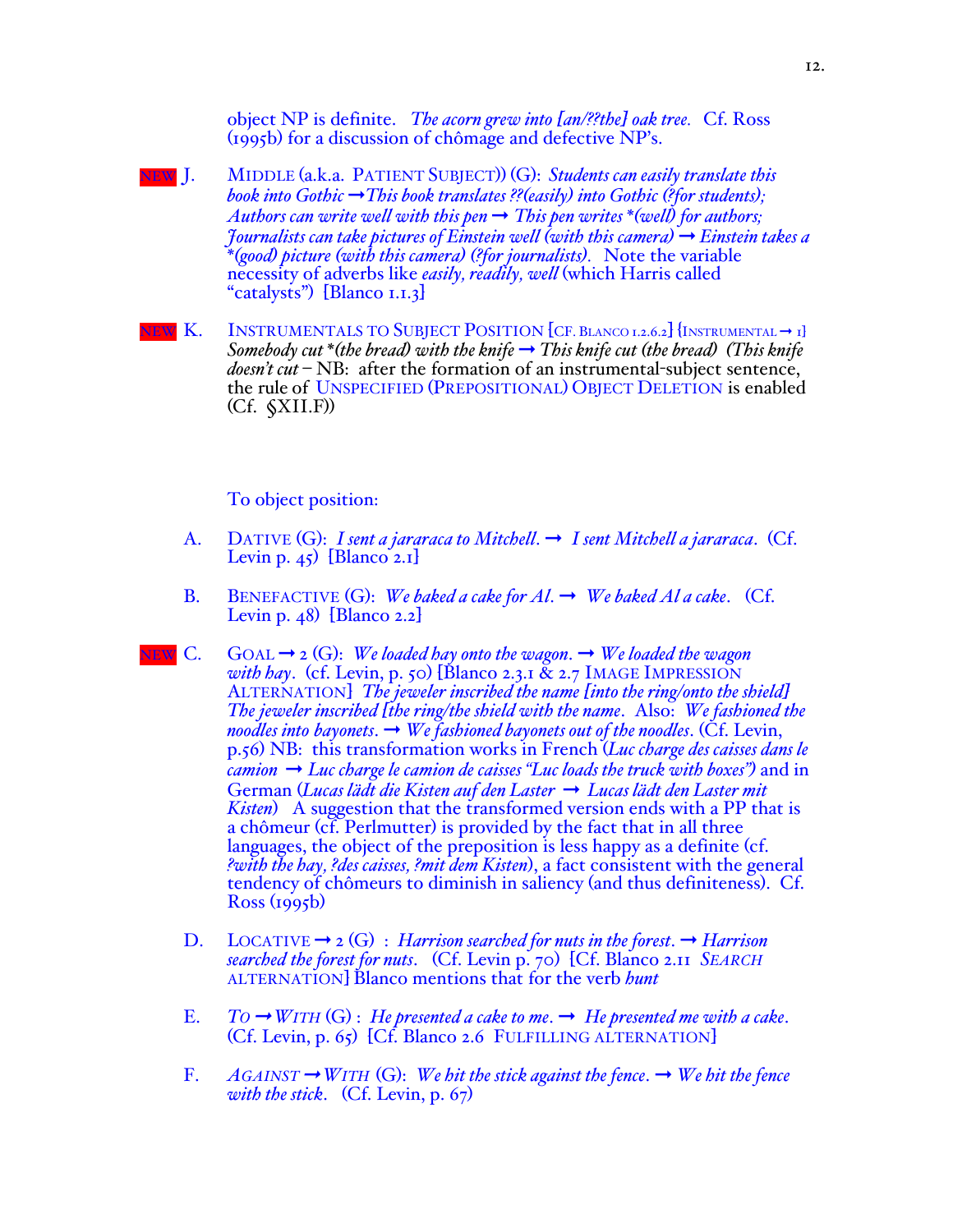object NP is definite. *The acorn grew into [an/??the] oak tree.* Cf. Ross (1995b) for a discussion of chômage and defective NP's.

NEW J. MIDDLE (a.k.a. PATIENT SUBJECT)) (G): *Students can easily translate this book into Gothic* → *This book translates ??(easily) into Gothic (?for students); Authors can write well with this pen* → *This pen writes *(well) for authors; Journalists can take pictures of Einstein well (with this camera)* → *Einstein takes a *(good) picture (with this camera) (?for journalists).* Note the variable necessity of adverbs like *easily, readily, well* (which Harris called "catalysts") [Blanco 1.1.3]

NEW K. INSTRUMENTALS TO SUBJECT POSITION [CF. BLANCO 1.2.6.2] {INSTRUMENTAL → 1} *Somebody cut *(the bread) with the knife* → *This knife cut (the bread) (This knife doesn't cut* – NB: after the formation of an instrumental-subject sentence, the rule of UNSPECIFIED (PREPOSITIONAL) OBJECT DELETION is enabled (Cf. §XII.F))

To object position:

A. DATIVE (G): *I sent a jararaca to Mitchell.* → *I sent Mitchell a jararaca*. (Cf. Levin p. 45) [Blanco 2.1]

B. BENEFACTIVE (G): *We baked a cake for Al.* → *We baked Al a cake*. (Cf. Levin p. 48) [Blanco 2.2]

NEW C. GOAL → 2 (G): *We loaded hay onto the wagon.* → *We loaded the wagon with hay*. (cf. Levin, p. 50) [Blanco 2.3.1 & 2.7 IMAGE IMPRESSION ALTERNATION] *The jeweler inscribed the name [into the ring/onto the shield] The jeweler inscribed [the ring/the shield with the name*. Also: *We fashioned the noodles into bayonets*. → *We fashioned bayonets out of the noodles*. (Cf. Levin, p.56) NB: this transformation works in French (*Luc charge des caisses dans le camion* → *Luc charge le camion de caisses "Luc loads the truck with boxes")* and in German (*Lucas lädt die Kisten auf den Laster* → *Lucas lädt den Laster mit Kisten*) A suggestion that the transformed version ends with a PP that is a chômeur (cf. Perlmutter) is provided by the fact that in all three languages, the object of the preposition is less happy as a definite (cf. *?with the hay, ?des caisses, ?mit dem Kisten*), a fact consistent with the general tendency of chômeurs to diminish in saliency (and thus definiteness). Cf. Ross (1995b)

D. LOCATIVE → 2 (G) : *Harrison searched for nuts in the forest*. → *Harrison searched the forest for nuts*. (Cf. Levin p. 70) [Cf. Blanco 2.11 *SEARCH* ALTERNATION] Blanco mentions that for the verb *hunt*

E. *TO* → *WITH* (G) : *He presented a cake to me*. → *He presented me with a cake*. (Cf. Levin, p. 65) [Cf. Blanco 2.6 FULFILLING ALTERNATION]

F. *AGAINST* → *WITH* (G): *We hit the stick against the fence*. → *We hit the fence with the stick*. (Cf. Levin, p. 67)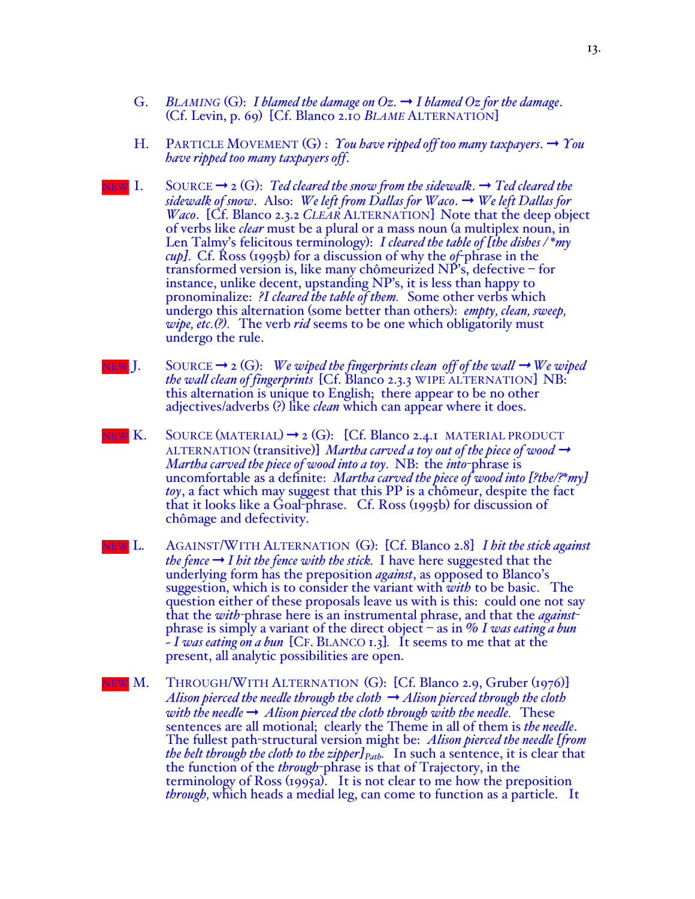G. *BLAMING* (G): *I blamed the damage on Oz.* → *I blamed Oz for the damage.* (Cf. Levin, p. 69) [Cf. Blanco 2.10 *BLAME* ALTERNATION]

H. PARTICLE MOVEMENT (G) : *You have ripped off too many taxpayers.* → *You have ripped too many taxpayers off.*

NEW I. SOURCE → 2 (G): *Ted cleared the snow from the sidewalk.* → *Ted cleared the sidewalk of snow.* Also: *We left from Dallas for Waco.* → *We left Dallas for Waco.* [Cf. Blanco 2.3.2 *CLEAR* ALTERNATION] Note that the deep object of verbs like *clear* must be a plural or a mass noun (a multiplex noun, in Len Talmy's felicitous terminology): *I cleared the table of [the dishes / *my cup].* Cf. Ross (1995b) for a discussion of why the *of*-phrase in the transformed version is, like many chômeurized NP's, defective – for instance, unlike decent, upstanding NP's, it is less than happy to pronominalize: *?I cleared the table of them.* Some other verbs which undergo this alternation (some better than others): *empty, clean, sweep, wipe, etc.(?).* The verb *rid* seems to be one which obligatorily must undergo the rule.

NEW J. SOURCE → 2 (G): *We wiped the fingerprints clean off of the wall* → *We wiped the wall clean of fingerprints* [Cf. Blanco 2.3.3 WIPE ALTERNATION] NB: this alternation is unique to English; there appear to be no other adjectives/adverbs (?) like *clean* which can appear where it does.

NEW K. SOURCE (MATERIAL) → 2 (G): [Cf. Blanco 2.4.1 MATERIAL PRODUCT ALTERNATION (transitive)] *Martha carved a toy out of the piece of wood* → *Martha carved the piece of wood into a toy.* NB: the *into*-phrase is uncomfortable as a definite: *Martha carved the piece of wood into [?the/?*my] toy*, a fact which may suggest that this PP is a chômeur, despite the fact that it looks like a Goal-phrase. Cf. Ross (1995b) for discussion of chômage and defectivity.

NEW L. AGAINST/WITH ALTERNATION (G): [Cf. Blanco 2.8] *I hit the stick against the fence* → *I hit the fence with the stick.* I have here suggested that the underlying form has the preposition *against*, as opposed to Blanco's suggestion, which is to consider the variant with *with* to be basic. The question either of these proposals leave us with is this: could one not say that the *with*-phrase here is an instrumental phrase, and that the *against*-phrase is simply a variant of the direct object – as in *% I was eating a bun ~ I was eating on a bun* [CF. BLANCO 1.3]. It seems to me that at the present, all analytic possibilities are open.

NEW M. THROUGH/WITH ALTERNATION (G): [Cf. Blanco 2.9, Gruber (1976)] *Alison pierced the needle through the cloth* → *Alison pierced through the cloth with the needle* → *Alison pierced the cloth through with the needle.* These sentences are all motional; clearly the Theme in all of them is *the needle*. The fullest path-structural version might be: *Alison pierced the needle [from the belt through the cloth to the zipper]$_{Path}$.* In such a sentence, it is clear that the function of the *through*-phrase is that of Trajectory, in the terminology of Ross (1995a). It is not clear to me how the preposition *through,* which heads a medial leg, can come to function as a particle. It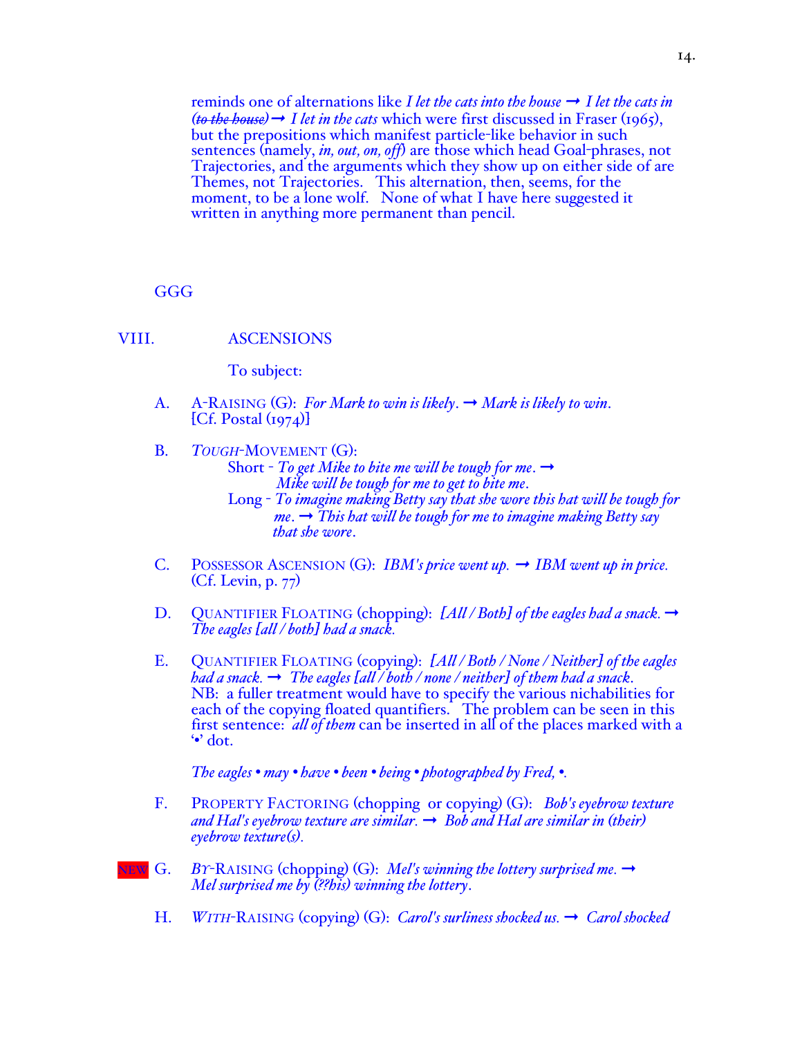reminds one of alternations like *I let the cats into the house* → *I let the cats in* *(~~to the house~~)* → *I let in the cats* which were first discussed in Fraser (1965), but the prepositions which manifest particle-like behavior in such sentences (namely, *in, out, on, off*) are those which head Goal-phrases, not Trajectories, and the arguments which they show up on either side of are Themes, not Trajectories. This alternation, then, seems, for the moment, to be a lone wolf. None of what I have here suggested it written in anything more permanent than pencil.

GGG

## VIII. ASCENSIONS

To subject:

A. A-RAISING (G): *For Mark to win is likely.* → *Mark is likely to win.* [Cf. Postal (1974)]

B. *TOUGH*-MOVEMENT (G):
   Short - *To get Mike to bite me will be tough for me.* → *Mike will be tough for me to get to bite me.*
   Long - *To imagine making Betty say that she wore this hat will be tough for me.* → *This hat will be tough for me to imagine making Betty say that she wore.*

C. POSSESSOR ASCENSION (G): *IBM's price went up.* → *IBM went up in price.* (Cf. Levin, p. 77)

D. QUANTIFIER FLOATING (chopping): *[All / Both] of the eagles had a snack.* → *The eagles [all / both] had a snack.*

E. QUANTIFIER FLOATING (copying): *[All / Both / None / Neither] of the eagles had a snack.* → *The eagles [all / both / none / neither] of them had a snack.*
NB: a fuller treatment would have to specify the various nichabilities for each of the copying floated quantifiers. The problem can be seen in this first sentence: *all of them* can be inserted in all of the places marked with a '•' dot.

*The eagles • may • have • been • being • photographed by Fred, •.*

F. PROPERTY FACTORING (chopping or copying) (G): *Bob's eyebrow texture and Hal's eyebrow texture are similar.* → *Bob and Hal are similar in (their) eyebrow texture(s).*

NEW G. *BY*-RAISING (chopping) (G): *Mel's winning the lottery surprised me.* → *Mel surprised me by (??his) winning the lottery.*

H. *WITH*-RAISING (copying) (G): *Carol's surliness shocked us.* → *Carol shocked*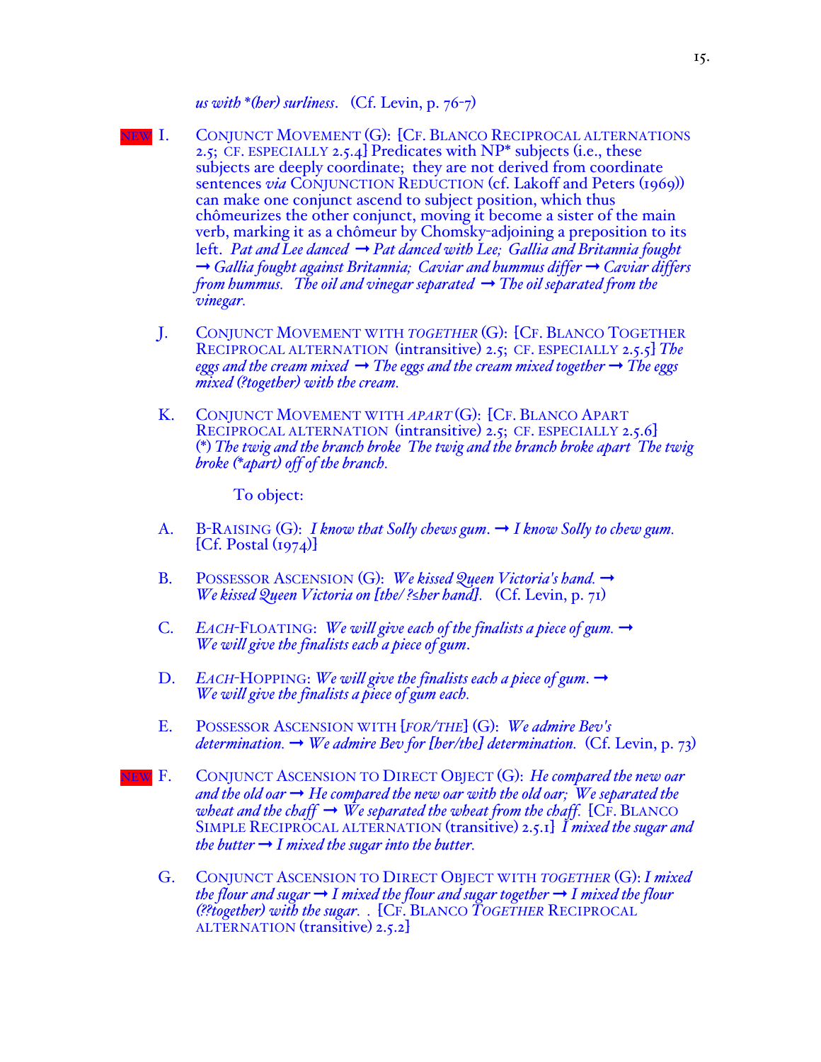*us with \*(her) surliness*. (Cf. Levin, p. 76-7)

NEW I. CONJUNCT MOVEMENT (G): [CF. BLANCO RECIPROCAL ALTERNATIONS 2.5; CF. ESPECIALLY 2.5.4] Predicates with NP* subjects (i.e., these subjects are deeply coordinate; they are not derived from coordinate sentences *via* CONJUNCTION REDUCTION (cf. Lakoff and Peters (1969)) can make one conjunct ascend to subject position, which thus chômeurizes the other conjunct, moving it become a sister of the main verb, marking it as a chômeur by Chomsky-adjoining a preposition to its left. *Pat and Lee danced* ➞ *Pat danced with Lee; Gallia and Britannia fought* ➞ *Gallia fought against Britannia; Caviar and hummus differ* ➞ *Caviar differs from hummus. The oil and vinegar separated* ➞ *The oil separated from the vinegar.*

J. CONJUNCT MOVEMENT WITH *TOGETHER* (G): [CF. BLANCO TOGETHER RECIPROCAL ALTERNATION (intransitive) 2.5; CF. ESPECIALLY 2.5.5] *The eggs and the cream mixed* ➞ *The eggs and the cream mixed together* ➞ *The eggs mixed (?together) with the cream.*

K. CONJUNCT MOVEMENT WITH *APART* (G): [CF. BLANCO APART RECIPROCAL ALTERNATION (intransitive) 2.5; CF. ESPECIALLY 2.5.6] *(\*) The twig and the branch broke The twig and the branch broke apart The twig broke (\*apart) off of the branch.*

To object:

A. B-RAISING (G): *I know that Solly chews gum.* ➞ *I know Solly to chew gum.* [Cf. Postal (1974)]

B. POSSESSOR ASCENSION (G): *We kissed Queen Victoria's hand.* ➞ *We kissed Queen Victoria on [the/ ?≤her hand].* (Cf. Levin, p. 71)

C. *EACH*-FLOATING: *We will give each of the finalists a piece of gum.* ➞ *We will give the finalists each a piece of gum.*

D. *EACH*-HOPPING: *We will give the finalists each a piece of gum.* ➞ *We will give the finalists a piece of gum each.*

E. POSSESSOR ASCENSION WITH [*FOR/THE*] (G): *We admire Bev's determination.* ➞ *We admire Bev for [her/the] determination.* (Cf. Levin, p. 73)

NEW F. CONJUNCT ASCENSION TO DIRECT OBJECT (G): *He compared the new oar and the old oar* ➞ *He compared the new oar with the old oar; We separated the wheat and the chaff* ➞ *We separated the wheat from the chaff.* [CF. BLANCO SIMPLE RECIPROCAL ALTERNATION (transitive) 2.5.1] *I mixed the sugar and the butter* ➞ *I mixed the sugar into the butter.*

G. CONJUNCT ASCENSION TO DIRECT OBJECT WITH *TOGETHER* (G): *I mixed the flour and sugar* ➞ *I mixed the flour and sugar together* ➞ *I mixed the flour (??together) with the sugar.* . [CF. BLANCO *TOGETHER* RECIPROCAL ALTERNATION (transitive) 2.5.2]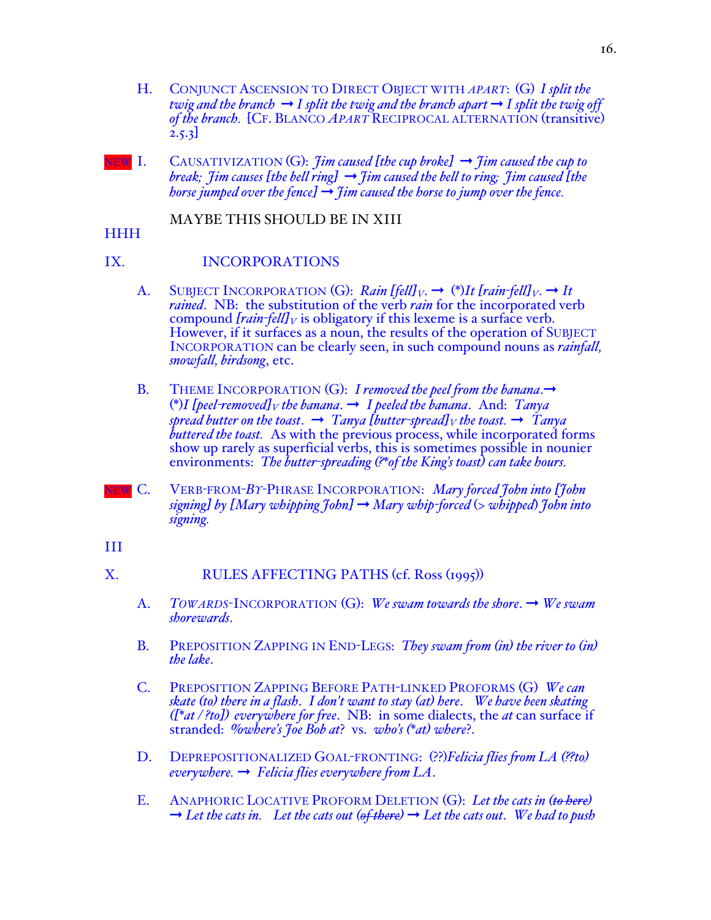H. CONJUNCT ASCENSION TO DIRECT OBJECT WITH *APART*: (G) *I split the twig and the branch* → *I split the twig and the branch apart* → *I split the twig off of the branch*. [CF. BLANCO *APART* RECIPROCAL ALTERNATION (transitive) 2.5.3]

NEW I. CAUSATIVIZATION (G): *Jim caused [the cup broke]* → *Jim caused the cup to break; Jim causes [the bell ring]* → *Jim caused the bell to ring; Jim caused [the horse jumped over the fence]* → *Jim caused the horse to jump over the fence.*

MAYBE THIS SHOULD BE IN XIII

HHH

## IX. INCORPORATIONS

A. SUBJECT INCORPORATION (G): *Rain [fell]$_V$.* → (\*)*It [rain-fell]$_V$.* → *It rained*. NB: the substitution of the verb *rain* for the incorporated verb compound *[rain-fell]$_V$* is obligatory if this lexeme is a surface verb. However, if it surfaces as a noun, the results of the operation of SUBJECT INCORPORATION can be clearly seen, in such compound nouns as *rainfall, snowfall, birdsong*, etc.

B. THEME INCORPORATION (G): *I removed the peel from the banana*.→ (\*)*I [peel-removed]$_V$ the banana*. → *I peeled the banana*. And: *Tanya spread butter on the toast*. → *Tanya [butter-spread]$_V$ the toast.* → *Tanya buttered the toast.* As with the previous process, while incorporated forms show up rarely as superficial verbs, this is sometimes possible in nounier environments: *The butter-spreading (?\*of the King's toast) can take hours.*

NEW C. VERB-FROM-*BY*-PHRASE INCORPORATION: *Mary forced John into [John signing] by [Mary whipping John]* → *Mary whip-forced* (> *whipped*) *John into signing.*

III

## X. RULES AFFECTING PATHS (cf. Ross (1995))

A. *TOWARDS*-INCORPORATION (G): *We swam towards the shore*. → *We swam shorewards*.

B. PREPOSITION ZAPPING IN END-LEGS: *They swam from (in) the river to (in) the lake*.

C. PREPOSITION ZAPPING BEFORE PATH-LINKED PROFORMS (G) *We can skate (to) there in a flash*. *I don't want to stay (at) here*. *We have been skating ([\*at / ?to]) everywhere for free*. NB: in some dialects, the *at* can surface if stranded: *%where's Joe Bob at?* vs. *who's (\*at) where?*.

D. DEPREPOSITIONALIZED GOAL-FRONTING: (??)*Felicia flies from LA (??to) everywhere.* → *Felicia flies everywhere from LA*.

E. ANAPHORIC LOCATIVE PROFORM DELETION (G): *Let the cats in ~~(to here)~~* → *Let the cats in*. *Let the cats out ~~(of there)~~* → *Let the cats out*. *We had to push*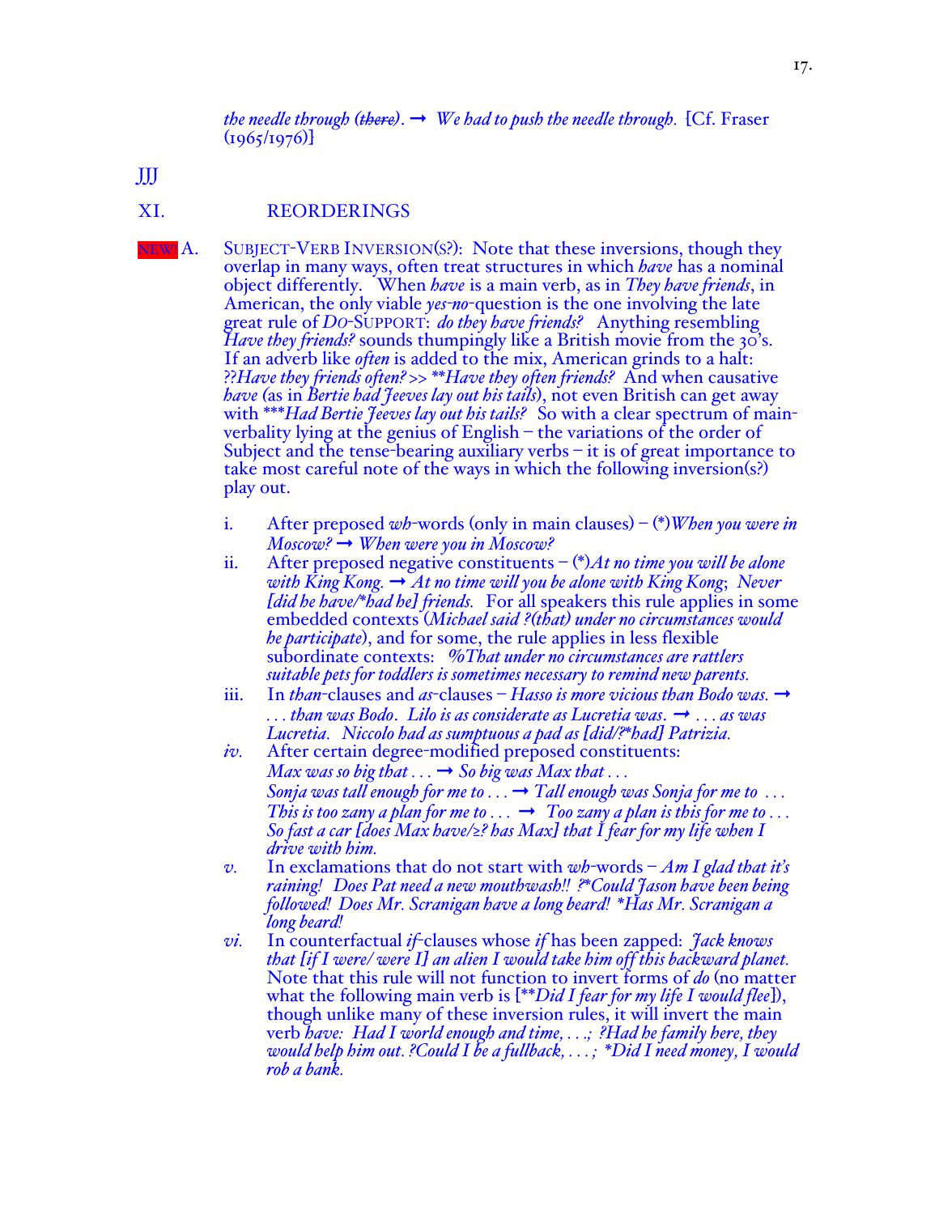*the needle through (~~there~~).* ➞ *We had to push the needle through.* [Cf. Fraser (1965/1976)]

JJJ

## XI. REORDERINGS

NEW! A. SUBJECT-VERB INVERSION(S?): Note that these inversions, though they overlap in many ways, often treat structures in which *have* has a nominal object differently. When *have* is a main verb, as in *They have friends*, in American, the only viable *yes-no*-question is the one involving the late great rule of DO-SUPPORT: *do they have friends?* Anything resembling *Have they friends?* sounds thumpingly like a British movie from the 30's. If an adverb like *often* is added to the mix, American grinds to a halt: *??Have they friends often?* >> *\*\*Have they often friends?* And when causative *have* (as in *Bertie had Jeeves lay out his tails*), not even British can get away with *\*\*\*Had Bertie Jeeves lay out his tails?* So with a clear spectrum of main-verbality lying at the genius of English – the variations of the order of Subject and the tense-bearing auxiliary verbs – it is of great importance to take most careful note of the ways in which the following inversion(s?) play out.

i. After preposed *wh*-words (only in main clauses) – (\*)*When you were in Moscow?* ➞ *When were you in Moscow?*

ii. After preposed negative constituents – (\*)*At no time you will be alone with King Kong.* ➞ *At no time will you be alone with King Kong*; *Never [did he have/\*had he] friends.* For all speakers this rule applies in some embedded contexts (*Michael said ?(that) under no circumstances would he participate*), and for some, the rule applies in less flexible subordinate contexts: *%That under no circumstances are rattlers suitable pets for toddlers is sometimes necessary to remind new parents.*

iii. In *than*-clauses and *as*-clauses – *Hasso is more vicious than Bodo was.* ➞ *. . . than was Bodo*. *Lilo is as considerate as Lucretia was*. ➞ *. . . as was Lucretia*. *Niccolo had as sumptuous a pad as [did/?\*had] Patrizia.*

iv. After certain degree-modified preposed constituents:
*Max was so big that . . .* ➞ *So big was Max that . . .*
*Sonja was tall enough for me to . . .* ➞ *Tall enough was Sonja for me to . . .*
*This is too zany a plan for me to . . .* ➞ *Too zany a plan is this for me to . . .*
*So fast a car [does Max have/≥? has Max] that I fear for my life when I drive with him.*

v. In exclamations that do not start with *wh*-words – *Am I glad that it's raining! Does Pat need a new mouthwash!! ?\*Could Jason have been being followed! Does Mr. Scranigan have a long beard! \*Has Mr. Scranigan a long beard!*

vi. In counterfactual *if*-clauses whose *if* has been zapped: *Jack knows that [if I were/ were I] an alien I would take him off this backward planet.* Note that this rule will not function to invert forms of *do* (no matter what the following main verb is [*\*\*Did I fear for my life I would flee*]), though unlike many of these inversion rules, it will invert the main verb *have*: *Had I world enough and time, . . .; ?Had he family here, they would help him out. ?Could I be a fullback, . . . ; \*Did I need money, I would rob a bank.*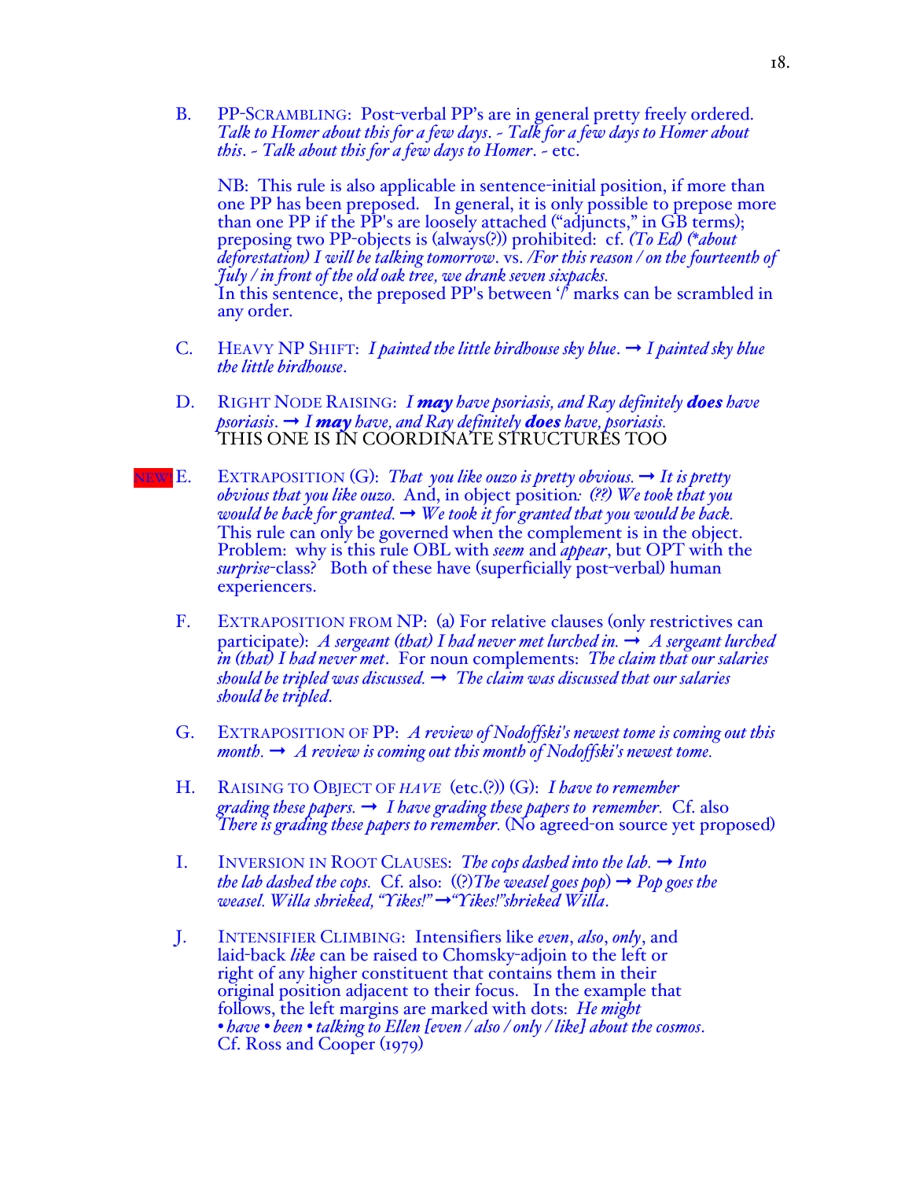B. PP-SCRAMBLING: Post-verbal PP's are in general pretty freely ordered. *Talk to Homer about this for a few days*. ~ *Talk for a few days to Homer about this*. ~ *Talk about this for a few days to Homer*. ~ etc.

NB: This rule is also applicable in sentence-initial position, if more than one PP has been preposed. In general, it is only possible to prepose more than one PP if the PP's are loosely attached ("adjuncts," in GB terms); preposing two PP-objects is (always(?)) prohibited: cf. *(To Ed) (*about deforestation) I will be talking tomorrow*. vs. */For this reason / on the fourteenth of July / in front of the old oak tree, we drank seven sixpacks.*
In this sentence, the preposed PP's between '/' marks can be scrambled in any order.

C. HEAVY NP SHIFT: *I painted the little birdhouse sky blue*. → *I painted sky blue the little birdhouse*.

D. RIGHT NODE RAISING: *I **may** have psoriasis, and Ray definitely **does** have psoriasis*. → *I **may** have, and Ray definitely **does** have, psoriasis.*
THIS ONE IS IN COORDINATE STRUCTURES TOO

NEW! E. EXTRAPOSITION (G): *That you like ouzo is pretty obvious.* → *It is pretty obvious that you like ouzo*. And, in object position*: (??) We took that you would be back for granted.* → *We took it for granted that you would be back.*
This rule can only be governed when the complement is in the object. Problem: why is this rule OBL with *seem* and *appear*, but OPT with the *surprise*-class? Both of these have (superficially post-verbal) human experiencers.

F. EXTRAPOSITION FROM NP: (a) For relative clauses (only restrictives can participate): *A sergeant (that) I had never met lurched in.* → *A sergeant lurched in (that) I had never met*. For noun complements: *The claim that our salaries should be tripled was discussed.* → *The claim was discussed that our salaries should be tripled*.

G. EXTRAPOSITION OF PP: *A review of Nodoffski's newest tome is coming out this month.* → *A review is coming out this month of Nodoffski's newest tome.*

H. RAISING TO OBJECT OF *HAVE* (etc.(?)) (G): *I have to remember grading these papers.* → *I have grading these papers to remember*. Cf. also *There is grading these papers to remember.* (No agreed-on source yet proposed)

I. INVERSION IN ROOT CLAUSES: *The cops dashed into the lab.* → *Into the lab dashed the cops*. Cf. also: ((?)*The weasel goes pop*) → *Pop goes the weasel. Willa shrieked, "Yikes!"* →*"Yikes!"shrieked Willa*.

J. INTENSIFIER CLIMBING: Intensifiers like *even*, *also*, *only*, and laid-back *like* can be raised to Chomsky-adjoin to the left or right of any higher constituent that contains them in their original position adjacent to their focus. In the example that follows, the left margins are marked with dots: *He might • have • been • talking to Ellen [even / also / only / like] about the cosmos*.
Cf. Ross and Cooper (1979)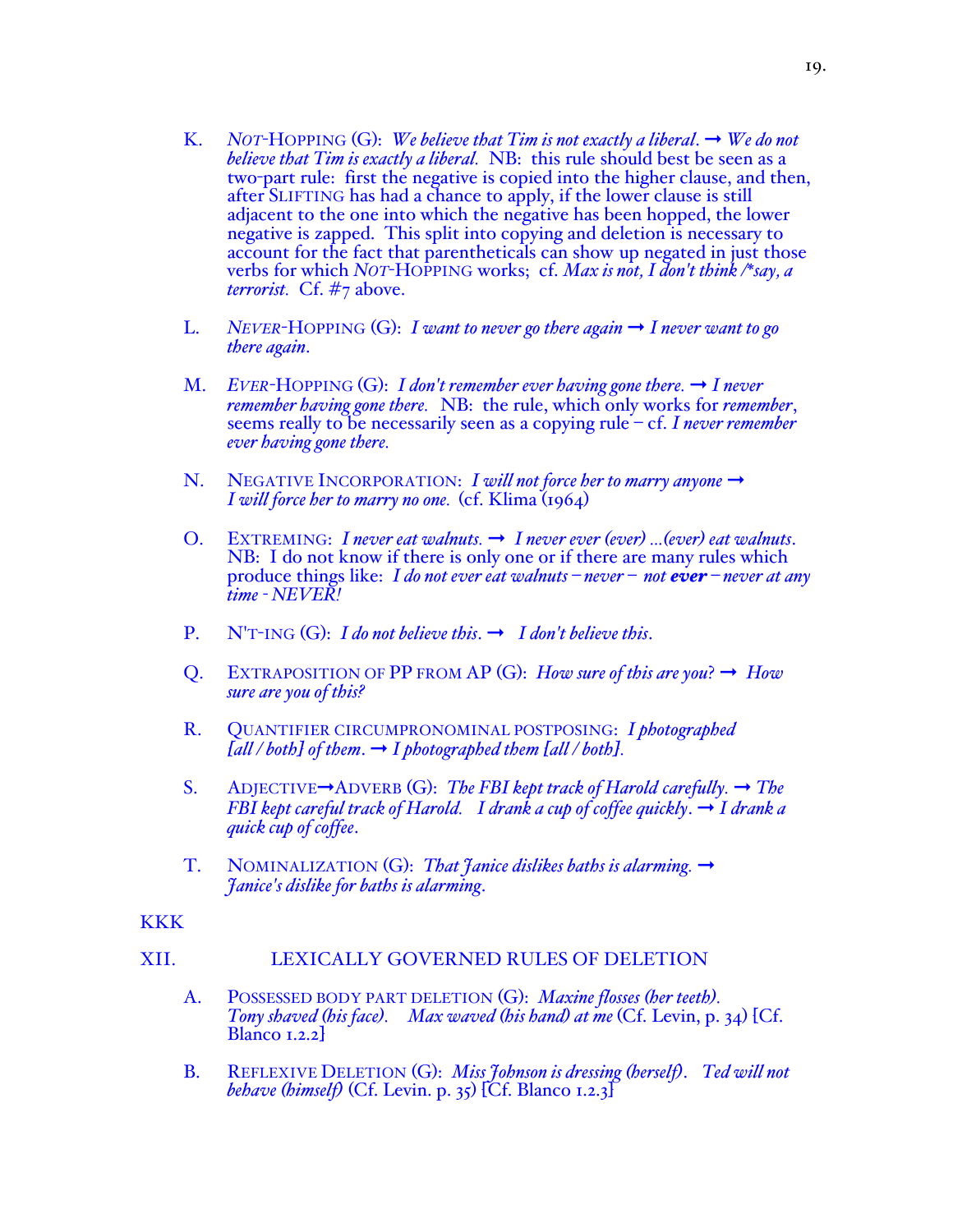K. *NOT*-HOPPING (G): *We believe that Tim is not exactly a liberal*. ➞ *We do not believe that Tim is exactly a liberal.* NB: this rule should best be seen as a two-part rule: first the negative is copied into the higher clause, and then, after SLIFTING has had a chance to apply, if the lower clause is still adjacent to the one into which the negative has been hopped, the lower negative is zapped. This split into copying and deletion is necessary to account for the fact that parentheticals can show up negated in just those verbs for which *NOT*-HOPPING works; cf. *Max is not, I don't think /\*say, a terrorist*. Cf. #7 above.

L. *NEVER*-HOPPING (G): *I want to never go there again* ➞ *I never want to go there again*.

M. *EVER*-HOPPING (G): *I don't remember ever having gone there.* ➞ *I never remember having gone there.* NB: the rule, which only works for *remember*, seems really to be necessarily seen as a copying rule – cf. *I never remember ever having gone there.*

N. NEGATIVE INCORPORATION: *I will not force her to marry anyone* ➞ *I will force her to marry no one.* (cf. Klima (1964)

O. EXTREMING: *I never eat walnuts.* ➞ *I never ever (ever) ...(ever) eat walnuts*. NB: I do not know if there is only one or if there are many rules which produce things like: *I do not ever eat walnuts – never – not **ever** – never at any time - NEVER!*

P. N'T-ING (G): *I do not believe this*. ➞ *I don't believe this*.

Q. EXTRAPOSITION OF PP FROM AP (G): *How sure of this are you?* ➞ *How sure are you of this?*

R. QUANTIFIER CIRCUMPRONOMINAL POSTPOSING: *I photographed [all / both] of them*. ➞ *I photographed them [all / both]*.

S. ADJECTIVE➞ADVERB (G): *The FBI kept track of Harold carefully*. ➞ *The FBI kept careful track of Harold.* *I drank a cup of coffee quickly*. ➞ *I drank a quick cup of coffee*.

T. NOMINALIZATION (G): *That Janice dislikes baths is alarming*. ➞ *Janice's dislike for baths is alarming*.

KKK

## XII. LEXICALLY GOVERNED RULES OF DELETION

A. POSSESSED BODY PART DELETION (G): *Maxine flosses (her teeth)*. *Tony shaved (his face)*. *Max waved (his hand) at me* (Cf. Levin, p. 34) [Cf. Blanco 1.2.2]

B. REFLEXIVE DELETION (G): *Miss Johnson is dressing (herself)*. *Ted will not behave (himself)* (Cf. Levin. p. 35) [Cf. Blanco 1.2.3]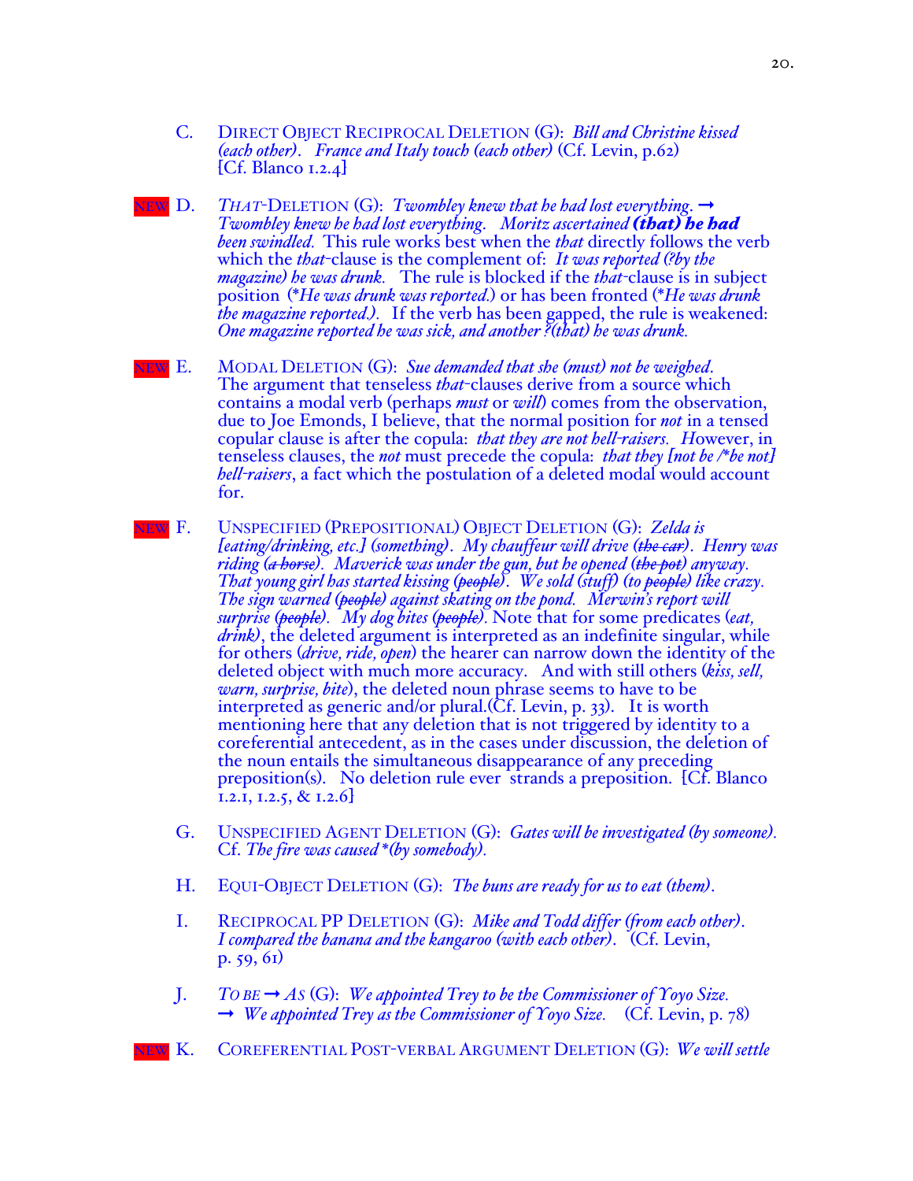C. DIRECT OBJECT RECIPROCAL DELETION (G): *Bill and Christine kissed (each other). France and Italy touch (each other)* (Cf. Levin, p.62) [Cf. Blanco 1.2.4]

NEW D. *THAT*-DELETION (G): *Twombley knew that he had lost everything.* → *Twombley knew he had lost everything. Moritz ascertained* ***(that) he had*** *been swindled.* This rule works best when the *that* directly follows the verb which the *that*-clause is the complement of: *It was reported (?by the magazine) he was drunk.* The rule is blocked if the *that*-clause is in subject position (**He was drunk was reported.*) or has been fronted (**He was drunk the magazine reported.*). If the verb has been gapped, the rule is weakened: *One magazine reported he was sick, and another ?(that) he was drunk.*

NEW E. MODAL DELETION (G): *Sue demanded that she (must) not be weighed.* The argument that tenseless *that*-clauses derive from a source which contains a modal verb (perhaps *must* or *will*) comes from the observation, due to Joe Emonds, I believe, that the normal position for *not* in a tensed copular clause is after the copula: *that they are not hell-raisers.* However, in tenseless clauses, the *not* must precede the copula: *that they [not be /*be not] hell-raisers*, a fact which the postulation of a deleted modal would account for.

NEW F. UNSPECIFIED (PREPOSITIONAL) OBJECT DELETION (G): *Zelda is [eating/drinking, etc.] (something). My chauffeur will drive (~~the car~~). Henry was riding (~~a horse~~). Maverick was under the gun, but he opened (~~the pot~~) anyway. That young girl has started kissing (~~people~~). We sold (stuff) (to ~~people~~) like crazy. The sign warned (~~people~~) against skating on the pond. Merwin's report will surprise (~~people~~). My dog bites (~~people~~).* Note that for some predicates (*eat, drink*), the deleted argument is interpreted as an indefinite singular, while for others (*drive, ride, open*) the hearer can narrow down the identity of the deleted object with much more accuracy. And with still others (*kiss, sell, warn, surprise, bite*), the deleted noun phrase seems to have to be interpreted as generic and/or plural.(Cf. Levin, p. 33). It is worth mentioning here that any deletion that is not triggered by identity to a coreferential antecedent, as in the cases under discussion, the deletion of the noun entails the simultaneous disappearance of any preceding preposition(s). No deletion rule ever strands a preposition. [Cf. Blanco 1.2.1, 1.2.5, & 1.2.6]

G. UNSPECIFIED AGENT DELETION (G): *Gates will be investigated (by someone).* Cf. *The fire was caused *(by somebody).*

H. EQUI-OBJECT DELETION (G): *The buns are ready for us to eat (them).*

I. RECIPROCAL PP DELETION (G): *Mike and Todd differ (from each other). I compared the banana and the kangaroo (with each other).* (Cf. Levin, p. 59, 61)

J. *TO BE* → *AS* (G): *We appointed Trey to be the Commissioner of Yoyo Size.* → *We appointed Trey as the Commissioner of Yoyo Size.* (Cf. Levin, p. 78)

NEW K. COREFERENTIAL POST-VERBAL ARGUMENT DELETION (G): *We will settle*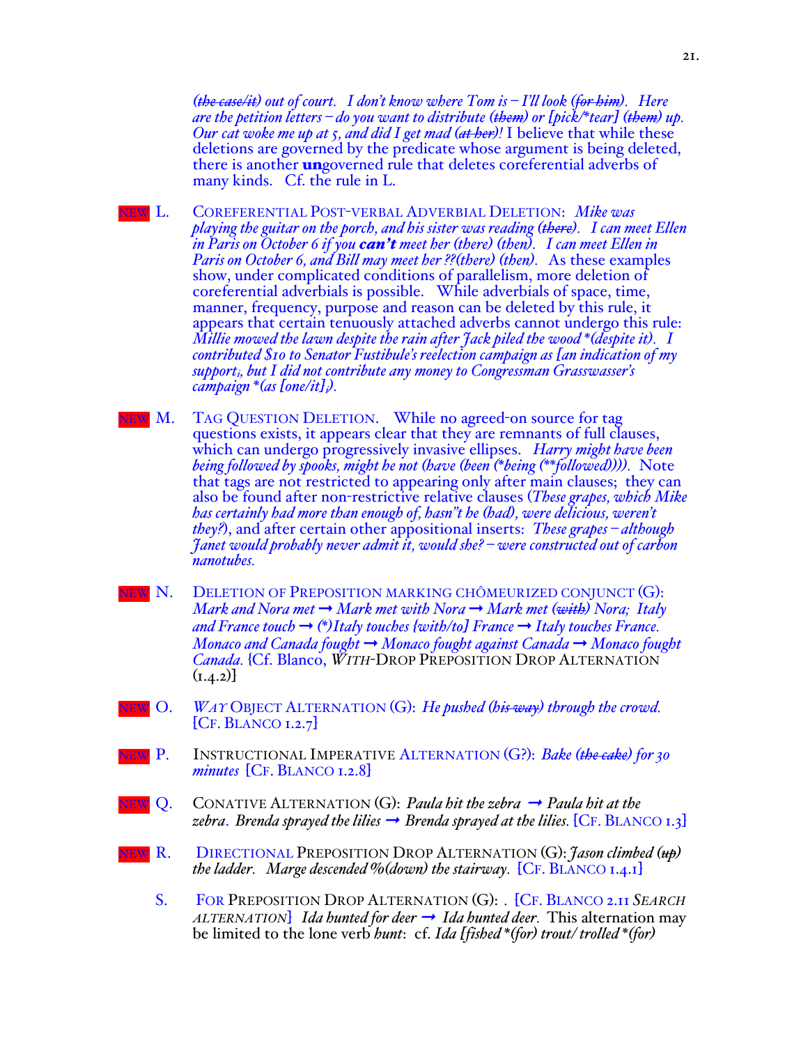*(~~the case/it~~) out of court. I don't know where Tom is – I'll look (~~for him~~). Here are the petition letters – do you want to distribute (~~them~~) or [pick/*tear] (~~them~~) up. Our cat woke me up at 5, and did I get mad (~~at her~~)!* I believe that while these deletions are governed by the predicate whose argument is being deleted, there is another **un**governed rule that deletes coreferential adverbs of many kinds. Cf. the rule in L.

NEW L. COREFERENTIAL POST-VERBAL ADVERBIAL DELETION: *Mike was playing the guitar on the porch, and his sister was reading (~~there~~). I can meet Ellen in Paris on October 6 if you* ***can't*** *meet her (there) (then). I can meet Ellen in Paris on October 6, and Bill may meet her ??(there) (then).* As these examples show, under complicated conditions of parallelism, more deletion of coreferential adverbials is possible. While adverbials of space, time, manner, frequency, purpose and reason can be deleted by this rule, it appears that certain tenuously attached adverbs cannot undergo this rule: *Millie mowed the lawn despite the rain after Jack piled the wood *(despite it). I contributed $10 to Senator Fustibule's reelection campaign as [an indication of my support]$_i$, but I did not contribute any money to Congressman Grasswasser's campaign *(as [one/it]$_i$).*

NEW M. TAG QUESTION DELETION. While no agreed-on source for tag questions exists, it appears clear that they are remnants of full clauses, which can undergo progressively invasive ellipses. *Harry might have been being followed by spooks, might he not (have (been (*being (**followed)))).* Note that tags are not restricted to appearing only after main clauses; they can also be found after non-restrictive relative clauses (*These grapes, which Mike has certainly had more than enough of, hasn"t he (had), were delicious, weren't they?*), and after certain other appositional inserts: *These grapes – although Janet would probably never admit it, would she? – were constructed out of carbon nanotubes.*

NEW N. DELETION OF PREPOSITION MARKING CHÔMEURIZED CONJUNCT (G): *Mark and Nora met → Mark met with Nora → Mark met (~~with~~) Nora; Italy and France touch → (*)Italy touches {with/to} France → Italy touches France. Monaco and Canada fought → Monaco fought against Canada → Monaco fought Canada.* {Cf. Blanco, *WITH*-DROP PREPOSITION DROP ALTERNATION (1.4.2)}

NEW O. *WAY* OBJECT ALTERNATION (G): *He pushed (~~his way~~) through the crowd.* [CF. BLANCO 1.2.7]

NEW P. INSTRUCTIONAL IMPERATIVE ALTERNATION (G?): *Bake (~~the cake~~) for 30 minutes* [CF. BLANCO 1.2.8]

NEW Q. CONATIVE ALTERNATION (G): *Paula hit the zebra → Paula hit at the zebra. Brenda sprayed the lilies → Brenda sprayed at the lilies.* [CF. BLANCO 1.3]

NEW R. DIRECTIONAL PREPOSITION DROP ALTERNATION (G): *Jason climbed (~~up~~) the ladder. Marge descended %(down) the stairway.* [CF. BLANCO 1.4.1]

S. FOR PREPOSITION DROP ALTERNATION (G): . [CF. BLANCO 2.11 *SEARCH ALTERNATION*] *Ida hunted for deer → Ida hunted deer.* This alternation may be limited to the lone verb *hunt*: cf. *Ida [fished *(for) trout/ trolled *(for)*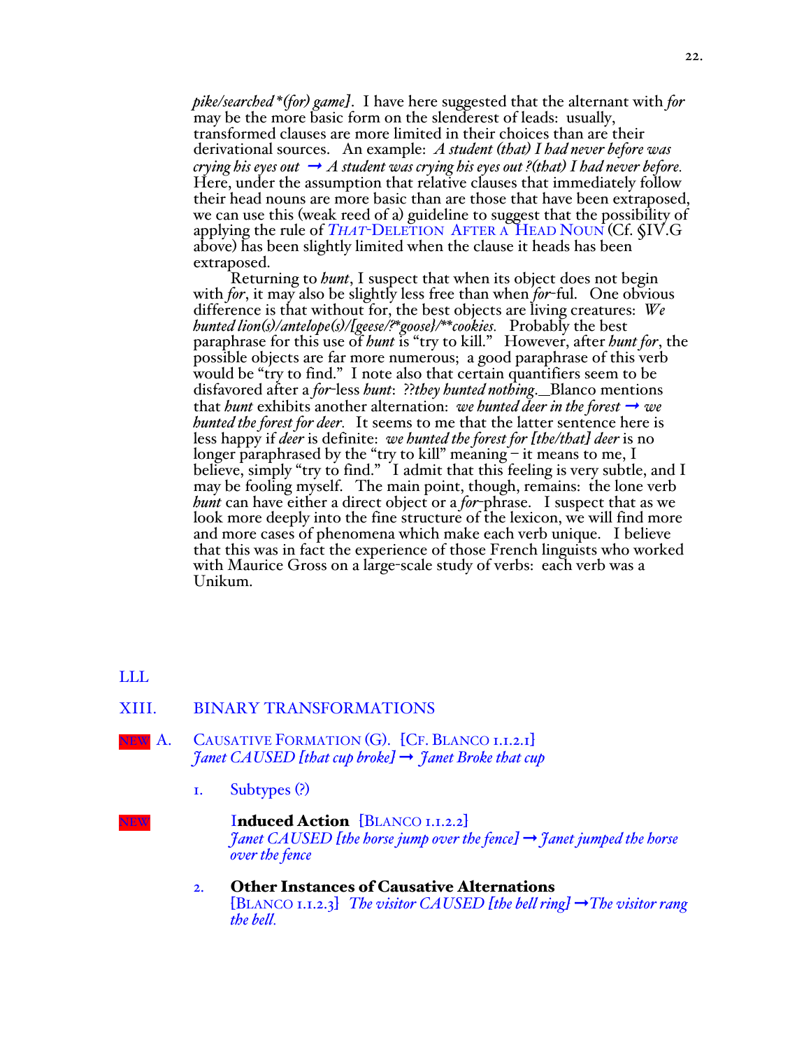*pike/searched \*(for) game]*. I have here suggested that the alternant with *for* may be the more basic form on the slenderest of leads: usually, transformed clauses are more limited in their choices than are their derivational sources. An example: *A student (that) I had never before was crying his eyes out* → *A student was crying his eyes out ?(that) I had never before.* Here, under the assumption that relative clauses that immediately follow their head nouns are more basic than are those that have been extraposed, we can use this (weak reed of a) guideline to suggest that the possibility of applying the rule of *THAT*-DELETION AFTER A HEAD NOUN (Cf. §IV.G above) has been slightly limited when the clause it heads has been extraposed.

Returning to *hunt*, I suspect that when its object does not begin with *for*, it may also be slightly less free than when *for*-ful. One obvious difference is that without for, the best objects are living creatures: *We hunted lion(s)/antelope(s)/[geese/?\*goose}/\*\*cookies.* Probably the best paraphrase for this use of *hunt* is "try to kill." However, after *hunt for*, the possible objects are far more numerous; a good paraphrase of this verb would be "try to find." I note also that certain quantifiers seem to be disfavored after a *for*-less *hunt*: *??they hunted nothing*. Blanco mentions that *hunt* exhibits another alternation: *we hunted deer in the forest* → *we hunted the forest for deer.* It seems to me that the latter sentence here is less happy if *deer* is definite: *we hunted the forest for [the/that] deer* is no longer paraphrased by the "try to kill" meaning – it means to me, I believe, simply "try to find." I admit that this feeling is very subtle, and I may be fooling myself. The main point, though, remains: the lone verb *hunt* can have either a direct object or a *for*-phrase. I suspect that as we look more deeply into the fine structure of the lexicon, we will find more and more cases of phenomena which make each verb unique. I believe that this was in fact the experience of those French linguists who worked with Maurice Gross on a large-scale study of verbs: each verb was a Unikum.

LLL

## XIII. BINARY TRANSFORMATIONS

NEW A. CAUSATIVE FORMATION (G). [CF. BLANCO 1.1.2.1]
*Janet CAUSED [that cup broke]* → *Janet Broke that cup*

1. Subtypes (?)

NEW **Induced Action** [BLANCO 1.1.2.2]
*Janet CAUSED [the horse jump over the fence]* → *Janet jumped the horse over the fence*

2. **Other Instances of Causative Alternations**
[BLANCO 1.1.2.3] *The visitor CAUSED [the bell ring]* → *The visitor rang the bell.*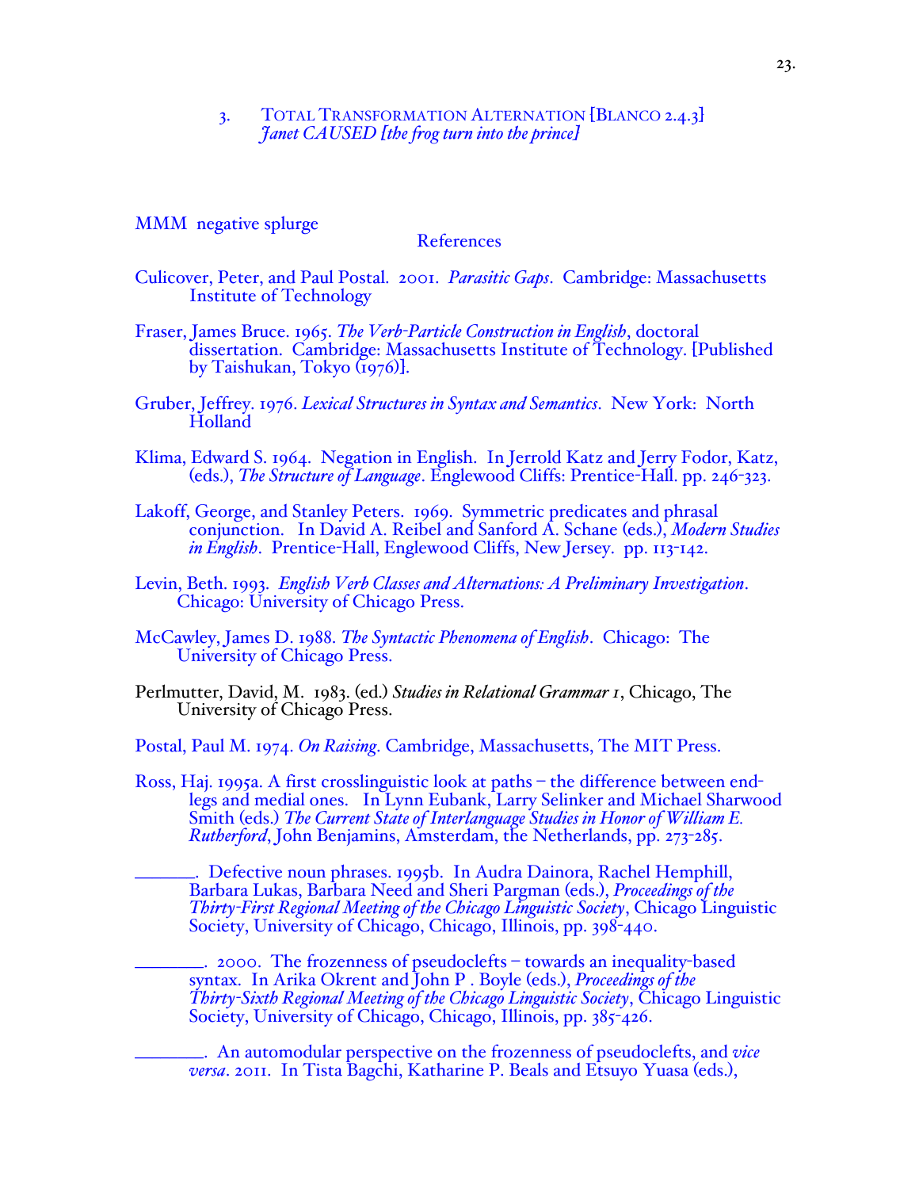3. Total Transformation Alternation [Blanco 2.4.3]
*Janet CAUSED [the frog turn into the prince]*

MMM negative splurge

## References

Culicover, Peter, and Paul Postal. 2001. *Parasitic Gaps*. Cambridge: Massachusetts Institute of Technology

Fraser, James Bruce. 1965. *The Verb-Particle Construction in English*, doctoral dissertation. Cambridge: Massachusetts Institute of Technology. [Published by Taishukan, Tokyo (1976)].

Gruber, Jeffrey. 1976. *Lexical Structures in Syntax and Semantics*. New York: North Holland

Klima, Edward S. 1964. Negation in English. In Jerrold Katz and Jerry Fodor, Katz, (eds.), *The Structure of Language*. Englewood Cliffs: Prentice-Hall. pp. 246-323.

Lakoff, George, and Stanley Peters. 1969. Symmetric predicates and phrasal conjunction. In David A. Reibel and Sanford A. Schane (eds.), *Modern Studies in English*. Prentice-Hall, Englewood Cliffs, New Jersey. pp. 113-142.

Levin, Beth. 1993. *English Verb Classes and Alternations: A Preliminary Investigation*. Chicago: University of Chicago Press.

McCawley, James D. 1988. *The Syntactic Phenomena of English*. Chicago: The University of Chicago Press.

Perlmutter, David, M. 1983. (ed.) *Studies in Relational Grammar 1*, Chicago, The University of Chicago Press.

Postal, Paul M. 1974. *On Raising*. Cambridge, Massachusetts, The MIT Press.

Ross, Haj. 1995a. A first crosslinguistic look at paths – the difference between end-legs and medial ones. In Lynn Eubank, Larry Selinker and Michael Sharwood Smith (eds.) *The Current State of Interlanguage Studies in Honor of William E. Rutherford*, John Benjamins, Amsterdam, the Netherlands, pp. 273-285.

_______. Defective noun phrases. 1995b. In Audra Dainora, Rachel Hemphill, Barbara Lukas, Barbara Need and Sheri Pargman (eds.), *Proceedings of the Thirty-First Regional Meeting of the Chicago Linguistic Society*, Chicago Linguistic Society, University of Chicago, Chicago, Illinois, pp. 398-440.

________. 2000. The frozenness of pseudoclefts – towards an inequality-based syntax. In Arika Okrent and John P . Boyle (eds.), *Proceedings of the Thirty-Sixth Regional Meeting of the Chicago Linguistic Society*, Chicago Linguistic Society, University of Chicago, Chicago, Illinois, pp. 385-426.

________. An automodular perspective on the frozenness of pseudoclefts, and *vice versa*. 2011. In Tista Bagchi, Katharine P. Beals and Etsuyo Yuasa (eds.),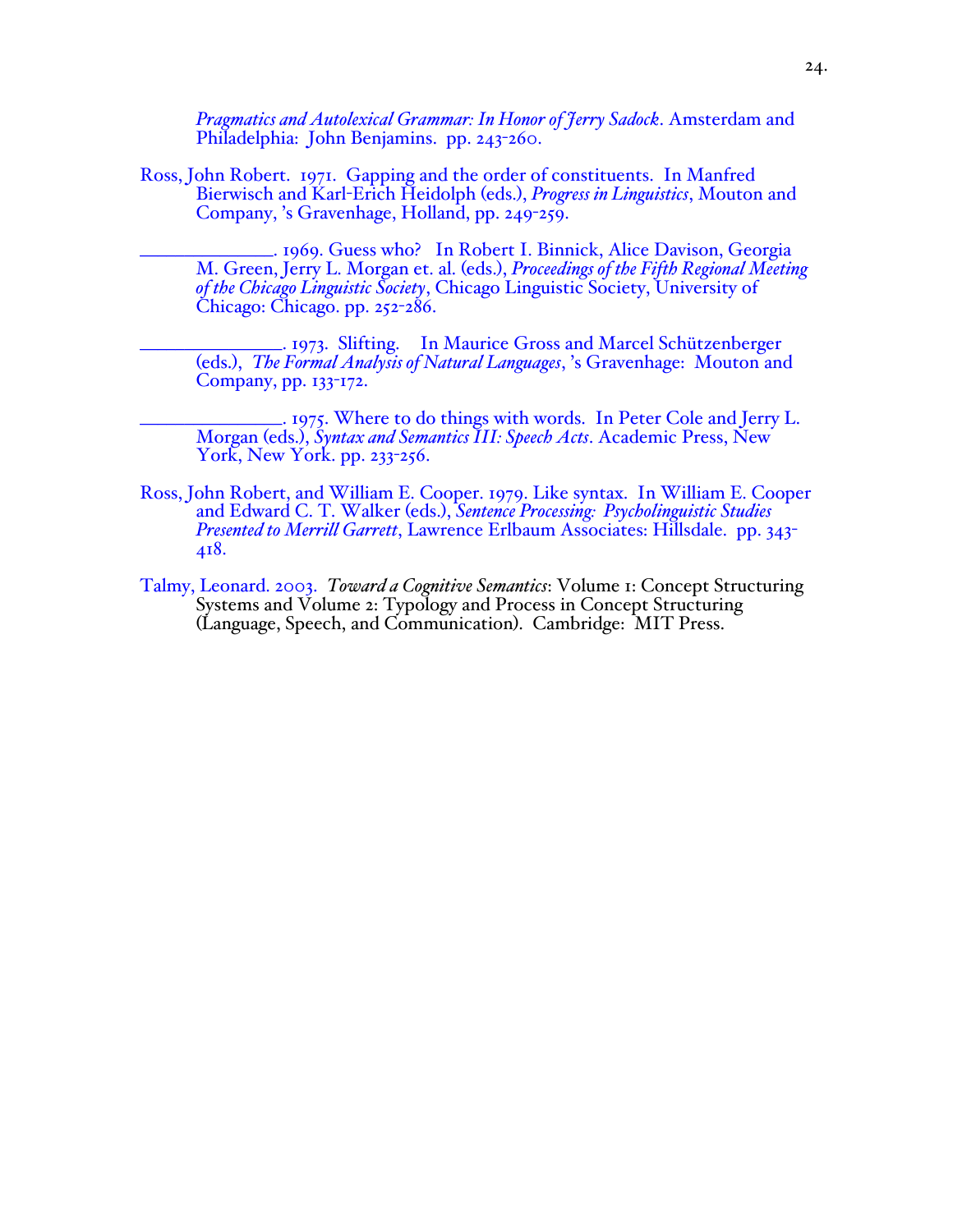*Pragmatics and Autolexical Grammar: In Honor of Jerry Sadock*. Amsterdam and Philadelphia: John Benjamins. pp. 243-260.

Ross, John Robert. 1971. Gapping and the order of constituents. In Manfred Bierwisch and Karl-Erich Heidolph (eds.), *Progress in Linguistics*, Mouton and Company, 's Gravenhage, Holland, pp. 249-259.

______________. 1969. Guess who? In Robert I. Binnick, Alice Davison, Georgia M. Green, Jerry L. Morgan et. al. (eds.), *Proceedings of the Fifth Regional Meeting of the Chicago Linguistic Society*, Chicago Linguistic Society, University of Chicago: Chicago. pp. 252-286.

______________. 1973. Slifting. In Maurice Gross and Marcel Schützenberger (eds.), *The Formal Analysis of Natural Languages*, 's Gravenhage: Mouton and Company, pp. 133-172.

______________. 1975. Where to do things with words. In Peter Cole and Jerry L. Morgan (eds.), *Syntax and Semantics III: Speech Acts*. Academic Press, New York, New York. pp. 233-256.

Ross, John Robert, and William E. Cooper. 1979. Like syntax. In William E. Cooper and Edward C. T. Walker (eds.), *Sentence Processing: Psycholinguistic Studies Presented to Merrill Garrett*, Lawrence Erlbaum Associates: Hillsdale. pp. 343-418.

Talmy, Leonard. 2003. *Toward a Cognitive Semantics*: Volume 1: Concept Structuring Systems and Volume 2: Typology and Process in Concept Structuring (Language, Speech, and Communication). Cambridge: MIT Press.